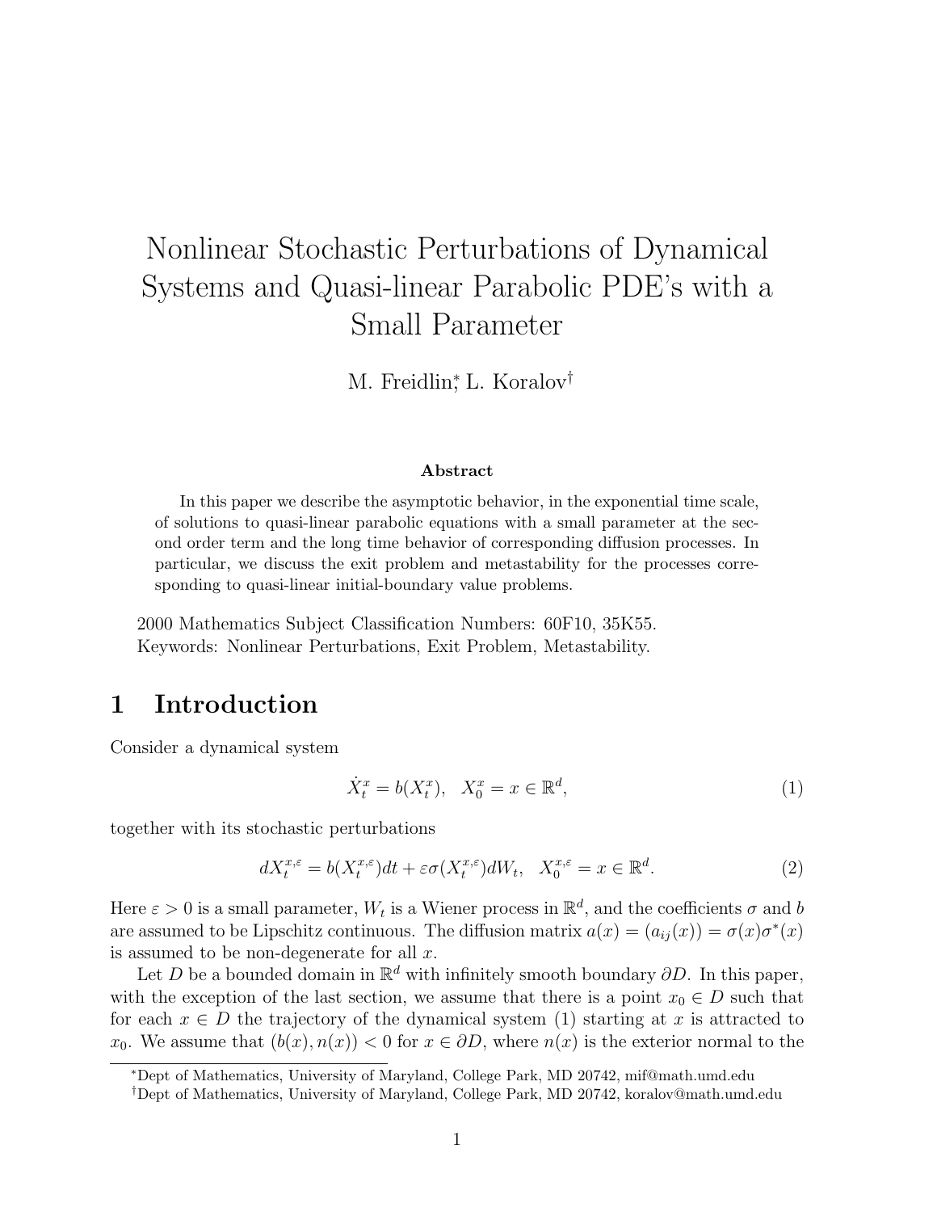# Nonlinear Stochastic Perturbations of Dynamical Systems and Quasi-linear Parabolic PDE's with a Small Parameter

M. Freidlin[*], L. Koralov[†]

### Abstract

In this paper we describe the asymptotic behavior, in the exponential time scale, of solutions to quasi-linear parabolic equations with a small parameter at the second order term and the long time behavior of corresponding diffusion processes. In particular, we discuss the exit problem and metastability for the processes corresponding to quasi-linear initial-boundary value problems.

2000 Mathematics Subject Classification Numbers: 60F10, 35K55.
Keywords: Nonlinear Perturbations, Exit Problem, Metastability.

## 1 Introduction

Consider a dynamical system

$$\dot{X}_t^x = b(X_t^x), \quad X_0^x = x \in \mathbb{R}^d, \tag{1}$$

together with its stochastic perturbations

$$dX_t^{x,\varepsilon} = b(X_t^{x,\varepsilon})dt + \varepsilon\sigma(X_t^{x,\varepsilon})dW_t, \quad X_0^{x,\varepsilon} = x \in \mathbb{R}^d. \tag{2}$$

Here $\varepsilon > 0$ is a small parameter, $W_t$ is a Wiener process in $\mathbb{R}^d$, and the coefficients $\sigma$ and $b$ are assumed to be Lipschitz continuous. The diffusion matrix $a(x) = (a_{ij}(x)) = \sigma(x)\sigma^*(x)$ is assumed to be non-degenerate for all $x$.

Let $D$ be a bounded domain in $\mathbb{R}^d$ with infinitely smooth boundary $\partial D$. In this paper, with the exception of the last section, we assume that there is a point $x_0 \in D$ such that for each $x \in D$ the trajectory of the dynamical system (1) starting at $x$ is attracted to $x_0$. We assume that $(b(x), n(x)) < 0$ for $x \in \partial D$, where $n(x)$ is the exterior normal to the

[*] Dept of Mathematics, University of Maryland, College Park, MD 20742, mif@math.umd.edu

[†] Dept of Mathematics, University of Maryland, College Park, MD 20742, koralov@math.umd.edu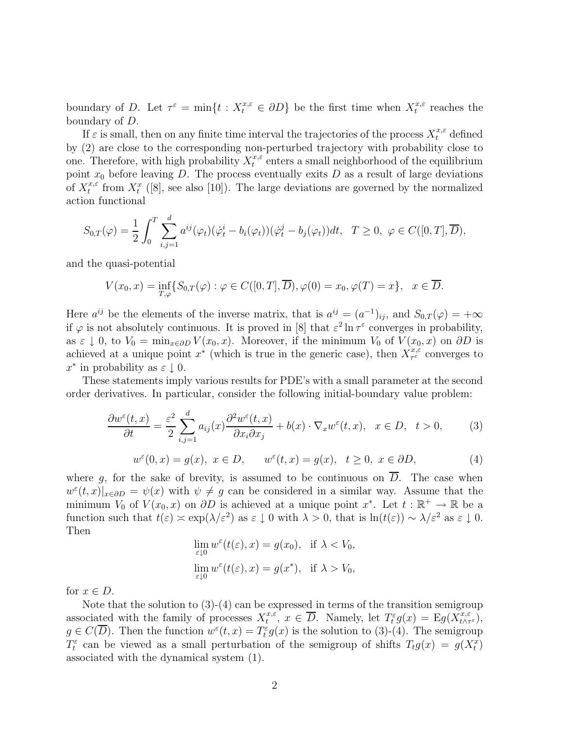boundary of $D$. Let $\tau^\varepsilon = \min\{t : X_t^{x,\varepsilon} \in \partial D\}$ be the first time when $X_t^{x,\varepsilon}$ reaches the boundary of $D$.

If $\varepsilon$ is small, then on any finite time interval the trajectories of the process $X_t^{x,\varepsilon}$ defined by (2) are close to the corresponding non-perturbed trajectory with probability close to one. Therefore, with high probability $X_t^{x,\varepsilon}$ enters a small neighborhood of the equilibrium point $x_0$ before leaving $D$. The process eventually exits $D$ as a result of large deviations of $X_t^{x,\varepsilon}$ from $X_t^x$ ([8], see also [10]). The large deviations are governed by the normalized action functional

$$S_{0,T}(\varphi) = \frac{1}{2}\int_0^T \sum_{i,j=1}^d a^{ij}(\varphi_t)(\dot{\varphi}_t^i - b_i(\varphi_t))(\dot{\varphi}_t^j - b_j(\varphi_t))dt, \quad T \geq 0, \ \varphi \in C([0,T], \overline{D}),$$

and the quasi-potential

$$V(x_0, x) = \inf_{T,\varphi}\{S_{0,T}(\varphi) : \varphi \in C([0,T], \overline{D}), \varphi(0) = x_0, \varphi(T) = x\}, \quad x \in \overline{D}.$$

Here $a^{ij}$ be the elements of the inverse matrix, that is $a^{ij} = (a^{-1})_{ij}$, and $S_{0,T}(\varphi) = +\infty$ if $\varphi$ is not absolutely continuous. It is proved in [8] that $\varepsilon^2 \ln \tau^\varepsilon$ converges in probability, as $\varepsilon \downarrow 0$, to $V_0 = \min_{x \in \partial D} V(x_0, x)$. Moreover, if the minimum $V_0$ of $V(x_0, x)$ on $\partial D$ is achieved at a unique point $x^*$ (which is true in the generic case), then $X_{\tau^\varepsilon}^{x,\varepsilon}$ converges to $x^*$ in probability as $\varepsilon \downarrow 0$.

These statements imply various results for PDE's with a small parameter at the second order derivatives. In particular, consider the following initial-boundary value problem:

$$\frac{\partial w^\varepsilon(t,x)}{\partial t} = \frac{\varepsilon^2}{2}\sum_{i,j=1}^d a_{ij}(x)\frac{\partial^2 w^\varepsilon(t,x)}{\partial x_i \partial x_j} + b(x) \cdot \nabla_x w^\varepsilon(t,x), \quad x \in D, \quad t > 0, \tag{3}$$

$$w^\varepsilon(0,x) = g(x), \ x \in D, \qquad w^\varepsilon(t,x) = g(x), \quad t \geq 0, \ x \in \partial D, \tag{4}$$

where $g$, for the sake of brevity, is assumed to be continuous on $\overline{D}$. The case when $w^\varepsilon(t,x)|_{x \in \partial D} = \psi(x)$ with $\psi \neq g$ can be considered in a similar way. Assume that the minimum $V_0$ of $V(x_0, x)$ on $\partial D$ is achieved at a unique point $x^*$. Let $t : \mathbb{R}^+ \to \mathbb{R}$ be a function such that $t(\varepsilon) \asymp \exp(\lambda/\varepsilon^2)$ as $\varepsilon \downarrow 0$ with $\lambda > 0$, that is $\ln(t(\varepsilon)) \sim \lambda/\varepsilon^2$ as $\varepsilon \downarrow 0$. Then

$$\lim_{\varepsilon \downarrow 0} w^\varepsilon(t(\varepsilon), x) = g(x_0), \quad \text{if } \lambda < V_0,$$
$$\lim_{\varepsilon \downarrow 0} w^\varepsilon(t(\varepsilon), x) = g(x^*), \quad \text{if } \lambda > V_0,$$

for $x \in D$.

Note that the solution to (3)-(4) can be expressed in terms of the transition semigroup associated with the family of processes $X_t^{x,\varepsilon}$, $x \in \overline{D}$. Namely, let $T_t^\varepsilon g(x) = \mathrm{E}g(X_{t\wedge\tau^\varepsilon}^{x,\varepsilon})$, $g \in C(\overline{D})$. Then the function $w^\varepsilon(t,x) = T_t^\varepsilon g(x)$ is the solution to (3)-(4). The semigroup $T_t^\varepsilon$ can be viewed as a small perturbation of the semigroup of shifts $T_t g(x) = g(X_t^x)$ associated with the dynamical system (1).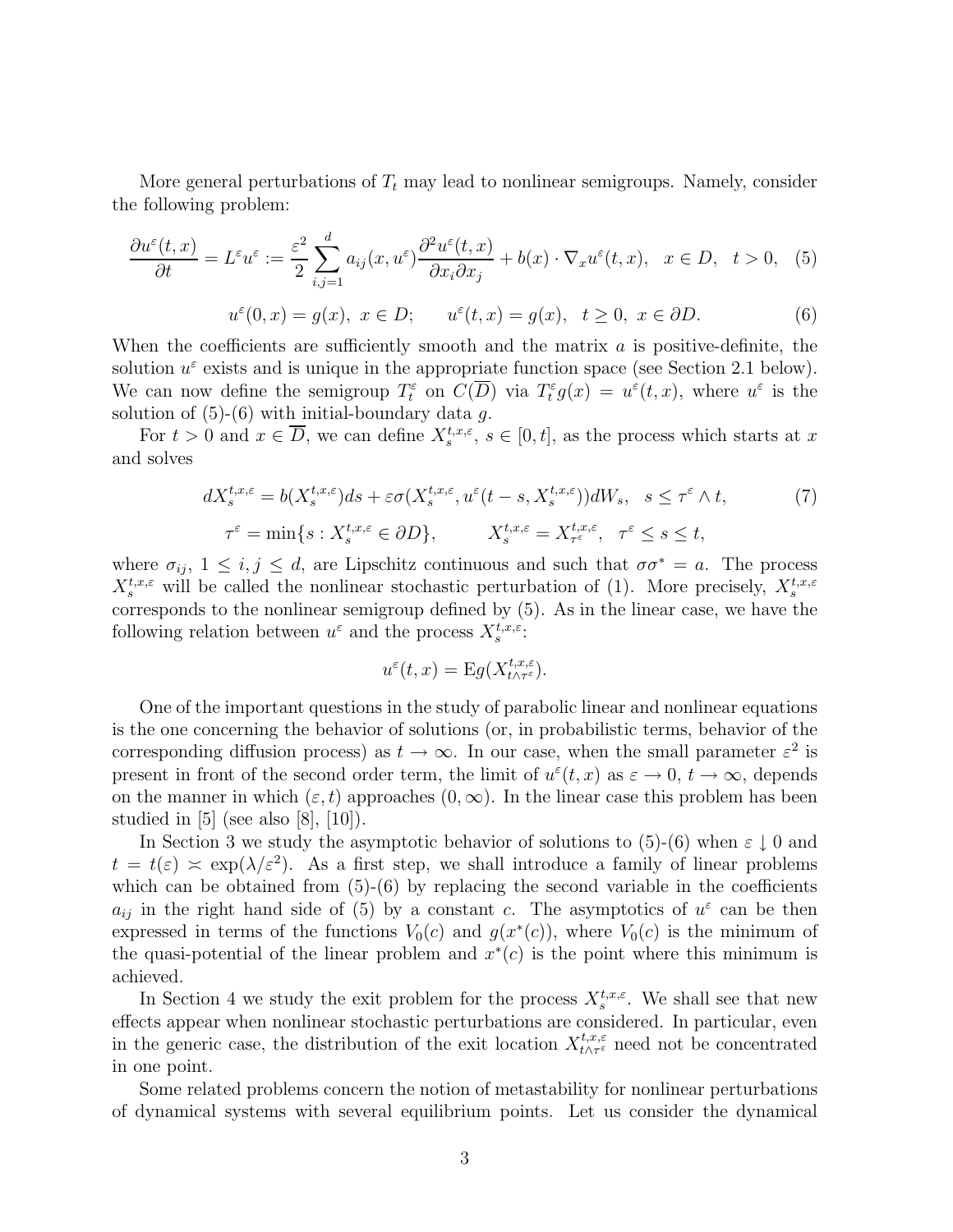More general perturbations of $T_t$ may lead to nonlinear semigroups. Namely, consider the following problem:

$$\frac{\partial u^\varepsilon(t,x)}{\partial t} = L^\varepsilon u^\varepsilon := \frac{\varepsilon^2}{2}\sum_{i,j=1}^d a_{ij}(x,u^\varepsilon)\frac{\partial^2 u^\varepsilon(t,x)}{\partial x_i \partial x_j} + b(x)\cdot \nabla_x u^\varepsilon(t,x), \quad x \in D, \quad t>0, \tag{5}$$

$$u^\varepsilon(0,x) = g(x), \ x \in D; \qquad u^\varepsilon(t,x) = g(x), \quad t \geq 0, \ x \in \partial D. \tag{6}$$

When the coefficients are sufficiently smooth and the matrix $a$ is positive-definite, the solution $u^\varepsilon$ exists and is unique in the appropriate function space (see Section 2.1 below). We can now define the semigroup $T_t^\varepsilon$ on $C(\overline{D})$ via $T_t^\varepsilon g(x) = u^\varepsilon(t,x)$, where $u^\varepsilon$ is the solution of (5)-(6) with initial-boundary data $g$.

For $t>0$ and $x \in \overline{D}$, we can define $X_s^{t,x,\varepsilon}$, $s \in [0,t]$, as the process which starts at $x$ and solves

$$dX_s^{t,x,\varepsilon} = b(X_s^{t,x,\varepsilon})ds + \varepsilon\sigma(X_s^{t,x,\varepsilon}, u^\varepsilon(t-s, X_s^{t,x,\varepsilon}))dW_s, \quad s \leq \tau^\varepsilon \wedge t, \tag{7}$$

$$\tau^\varepsilon = \min\{s : X_s^{t,x,\varepsilon} \in \partial D\}, \qquad X_s^{t,x,\varepsilon} = X_{\tau^\varepsilon}^{t,x,\varepsilon}, \quad \tau^\varepsilon \leq s \leq t,$$

where $\sigma_{ij}$, $1 \leq i,j \leq d$, are Lipschitz continuous and such that $\sigma\sigma^* = a$. The process $X_s^{t,x,\varepsilon}$ will be called the nonlinear stochastic perturbation of (1). More precisely, $X_s^{t,x,\varepsilon}$ corresponds to the nonlinear semigroup defined by (5). As in the linear case, we have the following relation between $u^\varepsilon$ and the process $X_s^{t,x,\varepsilon}$:

$$u^\varepsilon(t,x) = \mathrm{E} g(X_{t\wedge\tau^\varepsilon}^{t,x,\varepsilon}).$$

One of the important questions in the study of parabolic linear and nonlinear equations is the one concerning the behavior of solutions (or, in probabilistic terms, behavior of the corresponding diffusion process) as $t \to \infty$. In our case, when the small parameter $\varepsilon^2$ is present in front of the second order term, the limit of $u^\varepsilon(t,x)$ as $\varepsilon \to 0$, $t \to \infty$, depends on the manner in which $(\varepsilon, t)$ approaches $(0,\infty)$. In the linear case this problem has been studied in [5] (see also [8], [10]).

In Section 3 we study the asymptotic behavior of solutions to (5)-(6) when $\varepsilon \downarrow 0$ and $t = t(\varepsilon) \asymp \exp(\lambda/\varepsilon^2)$. As a first step, we shall introduce a family of linear problems which can be obtained from (5)-(6) by replacing the second variable in the coefficients $a_{ij}$ in the right hand side of (5) by a constant $c$. The asymptotics of $u^\varepsilon$ can be then expressed in terms of the functions $V_0(c)$ and $g(x^*(c))$, where $V_0(c)$ is the minimum of the quasi-potential of the linear problem and $x^*(c)$ is the point where this minimum is achieved.

In Section 4 we study the exit problem for the process $X_s^{t,x,\varepsilon}$. We shall see that new effects appear when nonlinear stochastic perturbations are considered. In particular, even in the generic case, the distribution of the exit location $X_{t\wedge\tau^\varepsilon}^{t,x,\varepsilon}$ need not be concentrated in one point.

Some related problems concern the notion of metastability for nonlinear perturbations of dynamical systems with several equilibrium points. Let us consider the dynamical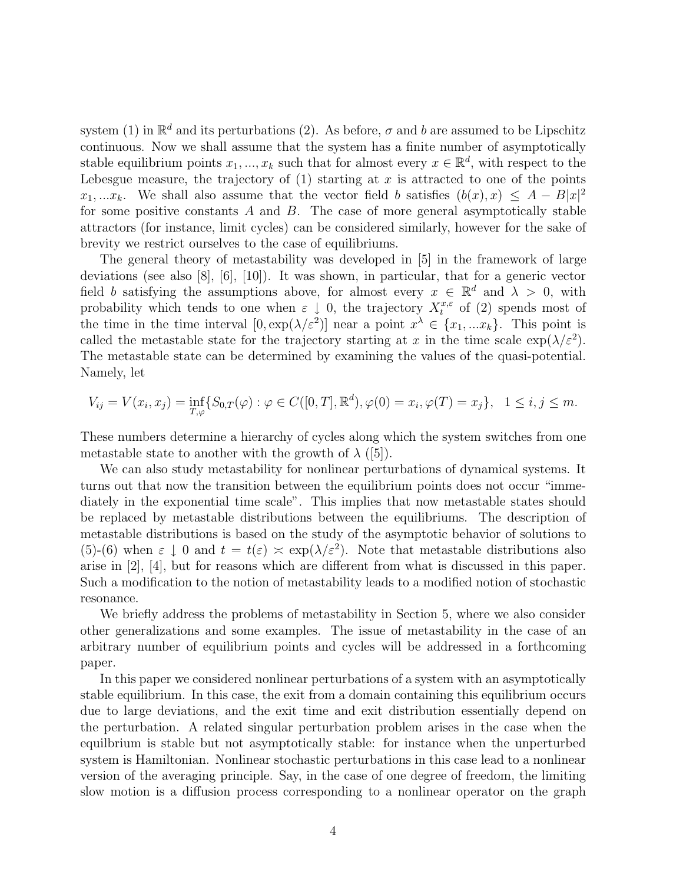system (1) in $\mathbb{R}^d$ and its perturbations (2). As before, $\sigma$ and $b$ are assumed to be Lipschitz continuous. Now we shall assume that the system has a finite number of asymptotically stable equilibrium points $x_1, ..., x_k$ such that for almost every $x \in \mathbb{R}^d$, with respect to the Lebesgue measure, the trajectory of (1) starting at $x$ is attracted to one of the points $x_1, ...x_k$. We shall also assume that the vector field $b$ satisfies $(b(x), x) \leq A - B|x|^2$ for some positive constants $A$ and $B$. The case of more general asymptotically stable attractors (for instance, limit cycles) can be considered similarly, however for the sake of brevity we restrict ourselves to the case of equilibriums.

The general theory of metastability was developed in [5] in the framework of large deviations (see also [8], [6], [10]). It was shown, in particular, that for a generic vector field $b$ satisfying the assumptions above, for almost every $x \in \mathbb{R}^d$ and $\lambda > 0$, with probability which tends to one when $\varepsilon \downarrow 0$, the trajectory $X_t^{x,\varepsilon}$ of (2) spends most of the time in the time interval $[0, \exp(\lambda/\varepsilon^2)]$ near a point $x^\lambda \in \{x_1, ...x_k\}$. This point is called the metastable state for the trajectory starting at $x$ in the time scale $\exp(\lambda/\varepsilon^2)$. The metastable state can be determined by examining the values of the quasi-potential. Namely, let

$$V_{ij} = V(x_i, x_j) = \inf_{T,\varphi}\{S_{0,T}(\varphi) : \varphi \in C([0,T], \mathbb{R}^d), \varphi(0) = x_i, \varphi(T) = x_j\}, \quad 1 \leq i, j \leq m.$$

These numbers determine a hierarchy of cycles along which the system switches from one metastable state to another with the growth of $\lambda$ ([5]).

We can also study metastability for nonlinear perturbations of dynamical systems. It turns out that now the transition between the equilibrium points does not occur "immediately in the exponential time scale". This implies that now metastable states should be replaced by metastable distributions between the equilibriums. The description of metastable distributions is based on the study of the asymptotic behavior of solutions to (5)-(6) when $\varepsilon \downarrow 0$ and $t = t(\varepsilon) \asymp \exp(\lambda/\varepsilon^2)$. Note that metastable distributions also arise in [2], [4], but for reasons which are different from what is discussed in this paper. Such a modification to the notion of metastability leads to a modified notion of stochastic resonance.

We briefly address the problems of metastability in Section 5, where we also consider other generalizations and some examples. The issue of metastability in the case of an arbitrary number of equilibrium points and cycles will be addressed in a forthcoming paper.

In this paper we considered nonlinear perturbations of a system with an asymptotically stable equilibrium. In this case, the exit from a domain containing this equilibrium occurs due to large deviations, and the exit time and exit distribution essentially depend on the perturbation. A related singular perturbation problem arises in the case when the equilbrium is stable but not asymptotically stable: for instance when the unperturbed system is Hamiltonian. Nonlinear stochastic perturbations in this case lead to a nonlinear version of the averaging principle. Say, in the case of one degree of freedom, the limiting slow motion is a diffusion process corresponding to a nonlinear operator on the graph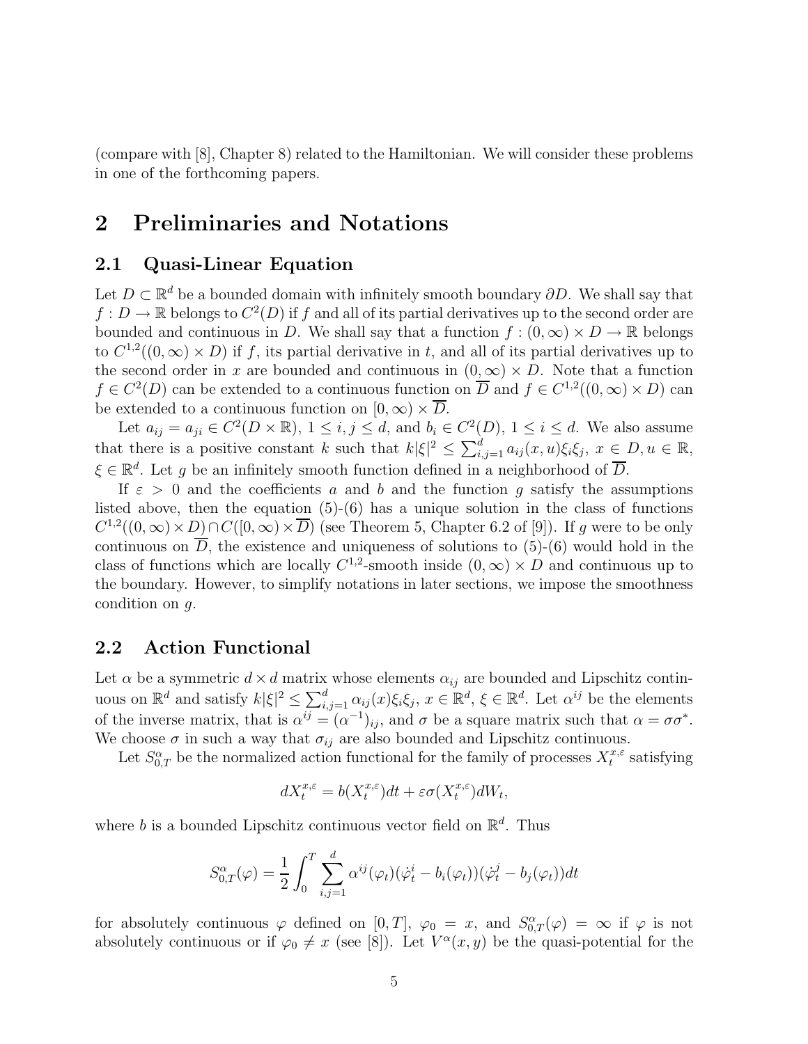(compare with [8], Chapter 8) related to the Hamiltonian. We will consider these problems in one of the forthcoming papers.

# 2 Preliminaries and Notations

## 2.1 Quasi-Linear Equation

Let $D \subset \mathbb{R}^d$ be a bounded domain with infinitely smooth boundary $\partial D$. We shall say that $f : D \to \mathbb{R}$ belongs to $C^2(D)$ if $f$ and all of its partial derivatives up to the second order are bounded and continuous in $D$. We shall say that a function $f : (0, \infty) \times D \to \mathbb{R}$ belongs to $C^{1,2}((0, \infty) \times D)$ if $f$, its partial derivative in $t$, and all of its partial derivatives up to the second order in $x$ are bounded and continuous in $(0, \infty) \times D$. Note that a function $f \in C^2(D)$ can be extended to a continuous function on $\overline{D}$ and $f \in C^{1,2}((0, \infty) \times D)$ can be extended to a continuous function on $[0, \infty) \times \overline{D}$.

Let $a_{ij} = a_{ji} \in C^2(D \times \mathbb{R})$, $1 \leq i, j \leq d$, and $b_i \in C^2(D)$, $1 \leq i \leq d$. We also assume that there is a positive constant $k$ such that $k|\xi|^2 \leq \sum_{i,j=1}^d a_{ij}(x, u)\xi_i\xi_j$, $x \in D, u \in \mathbb{R}$, $\xi \in \mathbb{R}^d$. Let $g$ be an infinitely smooth function defined in a neighborhood of $\overline{D}$.

If $\varepsilon > 0$ and the coefficients $a$ and $b$ and the function $g$ satisfy the assumptions listed above, then the equation (5)-(6) has a unique solution in the class of functions $C^{1,2}((0, \infty) \times D) \cap C([0, \infty) \times \overline{D})$ (see Theorem 5, Chapter 6.2 of [9]). If $g$ were to be only continuous on $\overline{D}$, the existence and uniqueness of solutions to (5)-(6) would hold in the class of functions which are locally $C^{1,2}$-smooth inside $(0, \infty) \times D$ and continuous up to the boundary. However, to simplify notations in later sections, we impose the smoothness condition on $g$.

## 2.2 Action Functional

Let $\alpha$ be a symmetric $d \times d$ matrix whose elements $\alpha_{ij}$ are bounded and Lipschitz continuous on $\mathbb{R}^d$ and satisfy $k|\xi|^2 \leq \sum_{i,j=1}^d \alpha_{ij}(x)\xi_i\xi_j$, $x \in \mathbb{R}^d$, $\xi \in \mathbb{R}^d$. Let $\alpha^{ij}$ be the elements of the inverse matrix, that is $\alpha^{ij} = (\alpha^{-1})_{ij}$, and $\sigma$ be a square matrix such that $\alpha = \sigma\sigma^*$. We choose $\sigma$ in such a way that $\sigma_{ij}$ are also bounded and Lipschitz continuous.

Let $S^\alpha_{0,T}$ be the normalized action functional for the family of processes $X^{x,\varepsilon}_t$ satisfying

$$dX^{x,\varepsilon}_t = b(X^{x,\varepsilon}_t)dt + \varepsilon\sigma(X^{x,\varepsilon}_t)dW_t,$$

where $b$ is a bounded Lipschitz continuous vector field on $\mathbb{R}^d$. Thus

$$S^\alpha_{0,T}(\varphi) = \frac{1}{2}\int_0^T \sum_{i,j=1}^d \alpha^{ij}(\varphi_t)(\dot{\varphi}^i_t - b_i(\varphi_t))(\dot{\varphi}^j_t - b_j(\varphi_t))dt$$

for absolutely continuous $\varphi$ defined on $[0, T]$, $\varphi_0 = x$, and $S^\alpha_{0,T}(\varphi) = \infty$ if $\varphi$ is not absolutely continuous or if $\varphi_0 \neq x$ (see [8]). Let $V^\alpha(x, y)$ be the quasi-potential for the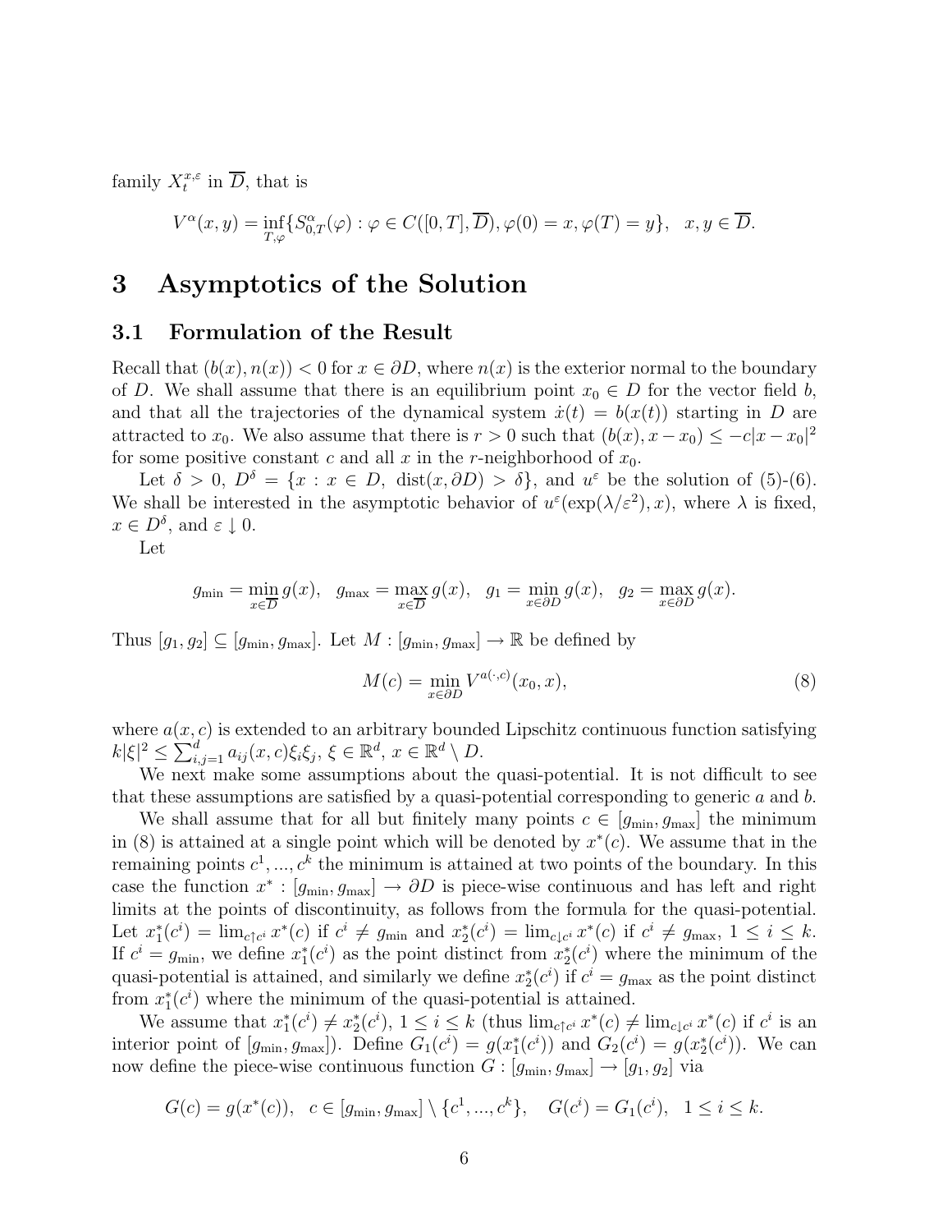family $X_t^{x,\varepsilon}$ in $\overline{D}$, that is

$$V^\alpha(x,y) = \inf_{T,\varphi}\{S^\alpha_{0,T}(\varphi) : \varphi \in C([0,T],\overline{D}), \varphi(0)=x, \varphi(T)=y\}, \quad x,y \in \overline{D}.$$

# 3 Asymptotics of the Solution

## 3.1 Formulation of the Result

Recall that $(b(x), n(x)) < 0$ for $x \in \partial D$, where $n(x)$ is the exterior normal to the boundary of $D$. We shall assume that there is an equilibrium point $x_0 \in D$ for the vector field $b$, and that all the trajectories of the dynamical system $\dot{x}(t) = b(x(t))$ starting in $D$ are attracted to $x_0$. We also assume that there is $r > 0$ such that $(b(x), x - x_0) \leq -c|x - x_0|^2$ for some positive constant $c$ and all $x$ in the $r$-neighborhood of $x_0$.

Let $\delta > 0$, $D^\delta = \{x : x \in D, \ \mathrm{dist}(x, \partial D) > \delta\}$, and $u^\varepsilon$ be the solution of (5)-(6). We shall be interested in the asymptotic behavior of $u^\varepsilon(\exp(\lambda/\varepsilon^2), x)$, where $\lambda$ is fixed, $x \in D^\delta$, and $\varepsilon \downarrow 0$.

Let

$$g_{\min} = \min_{x \in \overline{D}} g(x), \quad g_{\max} = \max_{x \in \overline{D}} g(x), \quad g_1 = \min_{x \in \partial D} g(x), \quad g_2 = \max_{x \in \partial D} g(x).$$

Thus $[g_1, g_2] \subseteq [g_{\min}, g_{\max}]$. Let $M : [g_{\min}, g_{\max}] \to \mathbb{R}$ be defined by

$$M(c) = \min_{x \in \partial D} V^{a(\cdot, c)}(x_0, x), \tag{8}$$

where $a(x,c)$ is extended to an arbitrary bounded Lipschitz continuous function satisfying $k|\xi|^2 \leq \sum_{i,j=1}^d a_{ij}(x,c)\xi_i \xi_j$, $\xi \in \mathbb{R}^d$, $x \in \mathbb{R}^d \setminus D$.

We next make some assumptions about the quasi-potential. It is not difficult to see that these assumptions are satisfied by a quasi-potential corresponding to generic $a$ and $b$.

We shall assume that for all but finitely many points $c \in [g_{\min}, g_{\max}]$ the minimum in (8) is attained at a single point which will be denoted by $x^*(c)$. We assume that in the remaining points $c^1, ..., c^k$ the minimum is attained at two points of the boundary. In this case the function $x^* : [g_{\min}, g_{\max}] \to \partial D$ is piece-wise continuous and has left and right limits at the points of discontinuity, as follows from the formula for the quasi-potential. Let $x_1^*(c^i) = \lim_{c \uparrow c^i} x^*(c)$ if $c^i \neq g_{\min}$ and $x_2^*(c^i) = \lim_{c \downarrow c^i} x^*(c)$ if $c^i \neq g_{\max}$, $1 \leq i \leq k$. If $c^i = g_{\min}$, we define $x_1^*(c^i)$ as the point distinct from $x_2^*(c^i)$ where the minimum of the quasi-potential is attained, and similarly we define $x_2^*(c^i)$ if $c^i = g_{\max}$ as the point distinct from $x_1^*(c^i)$ where the minimum of the quasi-potential is attained.

We assume that $x_1^*(c^i) \neq x_2^*(c^i)$, $1 \leq i \leq k$ (thus $\lim_{c \uparrow c^i} x^*(c) \neq \lim_{c \downarrow c^i} x^*(c)$ if $c^i$ is an interior point of $[g_{\min}, g_{\max}]$). Define $G_1(c^i) = g(x_1^*(c^i))$ and $G_2(c^i) = g(x_2^*(c^i))$. We can now define the piece-wise continuous function $G : [g_{\min}, g_{\max}] \to [g_1, g_2]$ via

$$G(c) = g(x^*(c)), \quad c \in [g_{\min}, g_{\max}] \setminus \{c^1, ..., c^k\}, \quad G(c^i) = G_1(c^i), \quad 1 \leq i \leq k.$$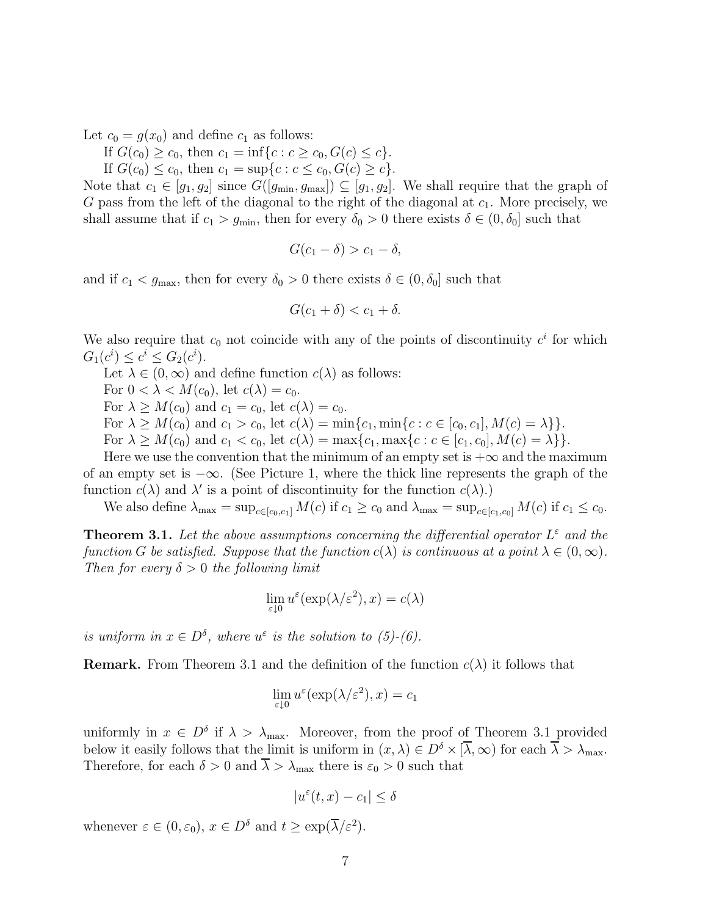Let $c_0 = g(x_0)$ and define $c_1$ as follows:

If $G(c_0) \geq c_0$, then $c_1 = \inf\{c : c \geq c_0, G(c) \leq c\}$.

If $G(c_0) \leq c_0$, then $c_1 = \sup\{c : c \leq c_0, G(c) \geq c\}$.

Note that $c_1 \in [g_1, g_2]$ since $G([g_{\min}, g_{\max}]) \subseteq [g_1, g_2]$. We shall require that the graph of $G$ pass from the left of the diagonal to the right of the diagonal at $c_1$. More precisely, we shall assume that if $c_1 > g_{\min}$, then for every $\delta_0 > 0$ there exists $\delta \in (0, \delta_0]$ such that

$$G(c_1 - \delta) > c_1 - \delta,$$

and if $c_1 < g_{\max}$, then for every $\delta_0 > 0$ there exists $\delta \in (0, \delta_0]$ such that

$$G(c_1 + \delta) < c_1 + \delta.$$

We also require that $c_0$ not coincide with any of the points of discontinuity $c^i$ for which $G_1(c^i) \leq c^i \leq G_2(c^i)$.

Let $\lambda \in (0, \infty)$ and define function $c(\lambda)$ as follows:

For $0 < \lambda < M(c_0)$, let $c(\lambda) = c_0$.

For $\lambda \geq M(c_0)$ and $c_1 = c_0$, let $c(\lambda) = c_0$.

For $\lambda \geq M(c_0)$ and $c_1 > c_0$, let $c(\lambda) = \min\{c_1, \min\{c : c \in [c_0, c_1], M(c) = \lambda\}\}$.

For $\lambda \geq M(c_0)$ and $c_1 < c_0$, let $c(\lambda) = \max\{c_1, \max\{c : c \in [c_1, c_0], M(c) = \lambda\}\}$.

Here we use the convention that the minimum of an empty set is $+\infty$ and the maximum of an empty set is $-\infty$. (See Picture 1, where the thick line represents the graph of the function $c(\lambda)$ and $\lambda'$ is a point of discontinuity for the function $c(\lambda)$.)

We also define $\lambda_{\max} = \sup_{c \in [c_0, c_1]} M(c)$ if $c_1 \geq c_0$ and $\lambda_{\max} = \sup_{c \in [c_1, c_0]} M(c)$ if $c_1 \leq c_0$.

**Theorem 3.1.** *Let the above assumptions concerning the differential operator $L^\varepsilon$ and the function $G$ be satisfied. Suppose that the function $c(\lambda)$ is continuous at a point $\lambda \in (0, \infty)$. Then for every $\delta > 0$ the following limit*

$$\lim_{\varepsilon \downarrow 0} u^\varepsilon(\exp(\lambda/\varepsilon^2), x) = c(\lambda)$$

*is uniform in $x \in D^\delta$, where $u^\varepsilon$ is the solution to (5)-(6).*

**Remark.** From Theorem 3.1 and the definition of the function $c(\lambda)$ it follows that

$$\lim_{\varepsilon \downarrow 0} u^\varepsilon(\exp(\lambda/\varepsilon^2), x) = c_1$$

uniformly in $x \in D^\delta$ if $\lambda > \lambda_{\max}$. Moreover, from the proof of Theorem 3.1 provided below it easily follows that the limit is uniform in $(x, \lambda) \in D^\delta \times [\overline{\lambda}, \infty)$ for each $\overline{\lambda} > \lambda_{\max}$. Therefore, for each $\delta > 0$ and $\overline{\lambda} > \lambda_{\max}$ there is $\varepsilon_0 > 0$ such that

$$|u^\varepsilon(t, x) - c_1| \leq \delta$$

whenever $\varepsilon \in (0, \varepsilon_0)$, $x \in D^\delta$ and $t \geq \exp(\overline{\lambda}/\varepsilon^2)$.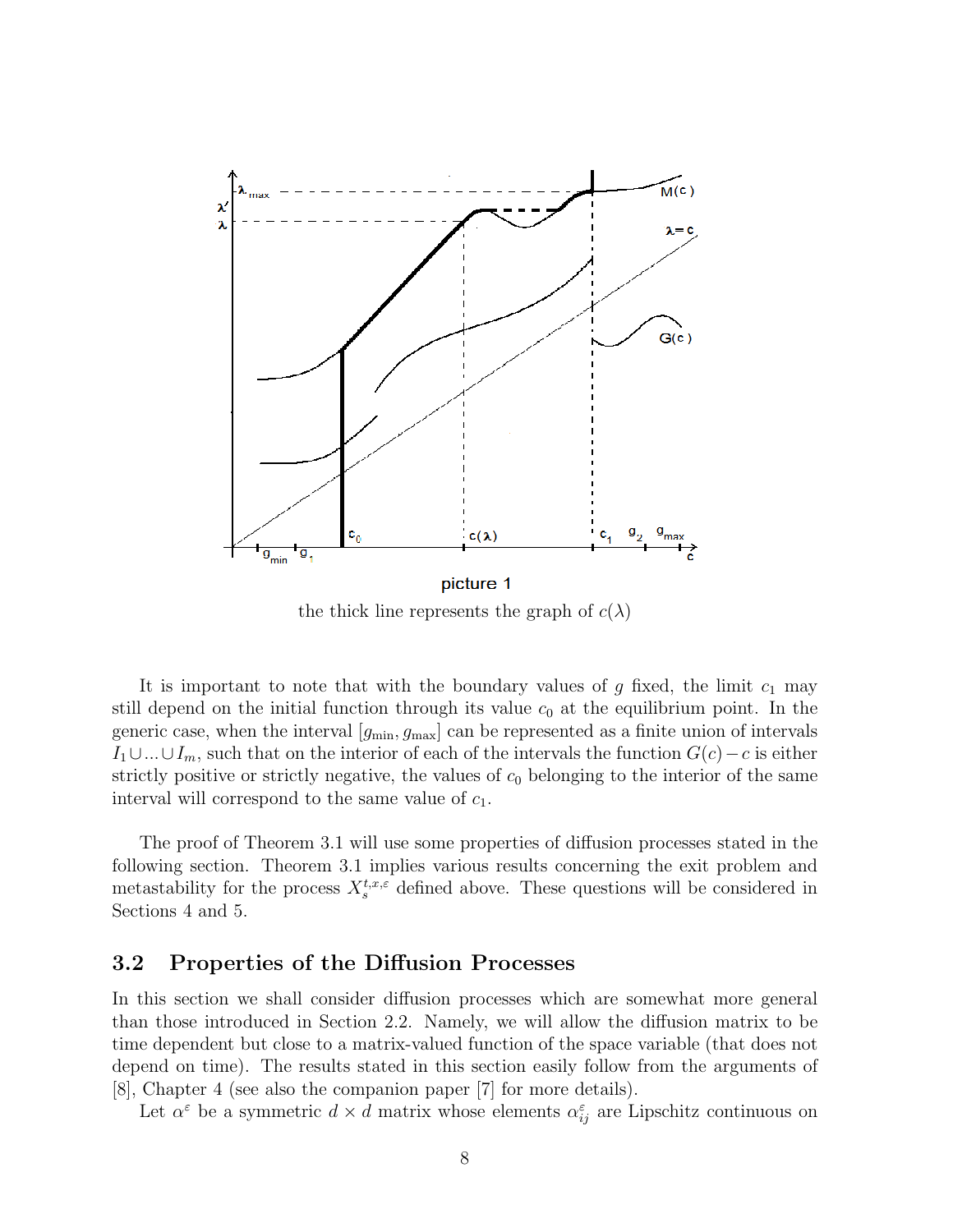picture 1

the thick line represents the graph of $c(\lambda)$

It is important to note that with the boundary values of $g$ fixed, the limit $c_1$ may still depend on the initial function through its value $c_0$ at the equilibrium point. In the generic case, when the interval $[g_{\min}, g_{\max}]$ can be represented as a finite union of intervals $I_1 \cup ... \cup I_m$, such that on the interior of each of the intervals the function $G(c) - c$ is either strictly positive or strictly negative, the values of $c_0$ belonging to the interior of the same interval will correspond to the same value of $c_1$.

The proof of Theorem 3.1 will use some properties of diffusion processes stated in the following section. Theorem 3.1 implies various results concerning the exit problem and metastability for the process $X_s^{t,x,\varepsilon}$ defined above. These questions will be considered in Sections 4 and 5.

## 3.2 Properties of the Diffusion Processes

In this section we shall consider diffusion processes which are somewhat more general than those introduced in Section 2.2. Namely, we will allow the diffusion matrix to be time dependent but close to a matrix-valued function of the space variable (that does not depend on time). The results stated in this section easily follow from the arguments of [8], Chapter 4 (see also the companion paper [7] for more details).

Let $\alpha^\varepsilon$ be a symmetric $d \times d$ matrix whose elements $\alpha^\varepsilon_{ij}$ are Lipschitz continuous on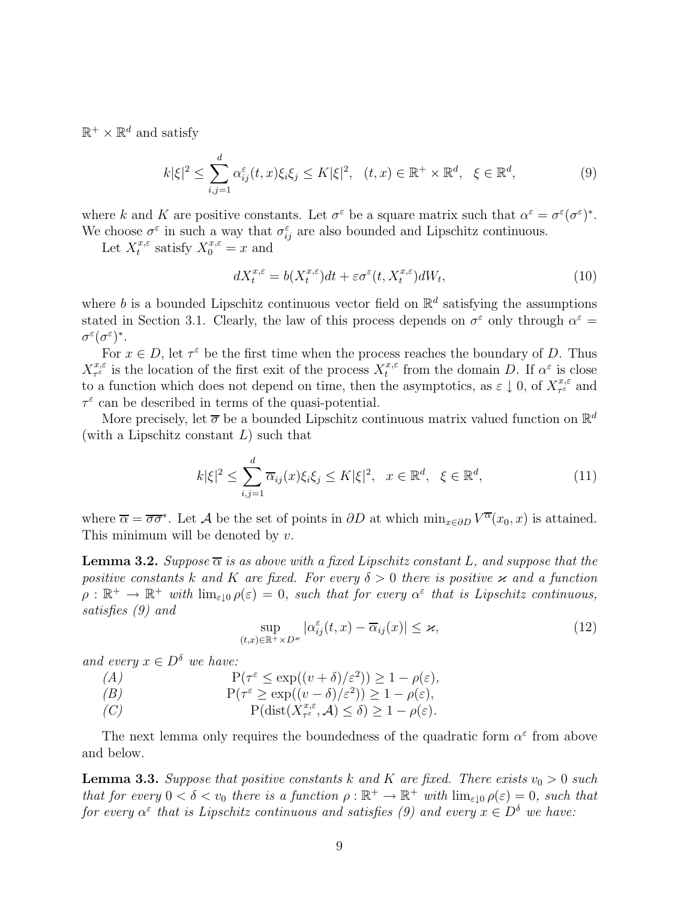$\mathbb{R}^+ \times \mathbb{R}^d$ and satisfy

$$k|\xi|^2 \leq \sum_{i,j=1}^{d} \alpha_{ij}^\varepsilon(t,x)\xi_i\xi_j \leq K|\xi|^2, \quad (t,x) \in \mathbb{R}^+ \times \mathbb{R}^d, \quad \xi \in \mathbb{R}^d, \tag{9}$$

where $k$ and $K$ are positive constants. Let $\sigma^\varepsilon$ be a square matrix such that $\alpha^\varepsilon = \sigma^\varepsilon(\sigma^\varepsilon)^*$. We choose $\sigma^\varepsilon$ in such a way that $\sigma_{ij}^\varepsilon$ are also bounded and Lipschitz continuous.

Let $X_t^{x,\varepsilon}$ satisfy $X_0^{x,\varepsilon} = x$ and

$$dX_t^{x,\varepsilon} = b(X_t^{x,\varepsilon})dt + \varepsilon\sigma^\varepsilon(t, X_t^{x,\varepsilon})dW_t, \tag{10}$$

where $b$ is a bounded Lipschitz continuous vector field on $\mathbb{R}^d$ satisfying the assumptions stated in Section 3.1. Clearly, the law of this process depends on $\sigma^\varepsilon$ only through $\alpha^\varepsilon = \sigma^\varepsilon(\sigma^\varepsilon)^*$.

For $x \in D$, let $\tau^\varepsilon$ be the first time when the process reaches the boundary of $D$. Thus $X_{\tau^\varepsilon}^{x,\varepsilon}$ is the location of the first exit of the process $X_t^{x,\varepsilon}$ from the domain $D$. If $\alpha^\varepsilon$ is close to a function which does not depend on time, then the asymptotics, as $\varepsilon \downarrow 0$, of $X_{\tau^\varepsilon}^{x,\varepsilon}$ and $\tau^\varepsilon$ can be described in terms of the quasi-potential.

More precisely, let $\overline{\sigma}$ be a bounded Lipschitz continuous matrix valued function on $\mathbb{R}^d$ (with a Lipschitz constant $L$) such that

$$k|\xi|^2 \leq \sum_{i,j=1}^{d} \overline{\alpha}_{ij}(x)\xi_i\xi_j \leq K|\xi|^2, \quad x \in \mathbb{R}^d, \quad \xi \in \mathbb{R}^d, \tag{11}$$

where $\overline{\alpha} = \overline{\sigma}\overline{\sigma}^*$. Let $\mathcal{A}$ be the set of points in $\partial D$ at which $\min_{x \in \partial D} V^{\overline{\alpha}}(x_0, x)$ is attained. This minimum will be denoted by $v$.

**Lemma 3.2.** *Suppose $\overline{\alpha}$ is as above with a fixed Lipschitz constant $L$, and suppose that the positive constants $k$ and $K$ are fixed. For every $\delta > 0$ there is positive $\varkappa$ and a function $\rho : \mathbb{R}^+ \to \mathbb{R}^+$ with $\lim_{\varepsilon \downarrow 0} \rho(\varepsilon) = 0$, such that for every $\alpha^\varepsilon$ that is Lipschitz continuous, satisfies (9) and*

$$\sup_{(t,x) \in \mathbb{R}^+ \times D^\varkappa} |\alpha_{ij}^\varepsilon(t,x) - \overline{\alpha}_{ij}(x)| \leq \varkappa, \tag{12}$$

*and every $x \in D^\delta$ we have:*

(A) $\quad \mathrm{P}(\tau^\varepsilon \leq \exp((v + \delta)/\varepsilon^2)) \geq 1 - \rho(\varepsilon)$,

(B) $\quad \mathrm{P}(\tau^\varepsilon \geq \exp((v - \delta)/\varepsilon^2)) \geq 1 - \rho(\varepsilon)$,

(C) $\quad \mathrm{P}(\mathrm{dist}(X_{\tau^\varepsilon}^{x,\varepsilon}, \mathcal{A}) \leq \delta) \geq 1 - \rho(\varepsilon)$.

The next lemma only requires the boundedness of the quadratic form $\alpha^\varepsilon$ from above and below.

**Lemma 3.3.** *Suppose that positive constants $k$ and $K$ are fixed. There exists $v_0 > 0$ such that for every $0 < \delta < v_0$ there is a function $\rho : \mathbb{R}^+ \to \mathbb{R}^+$ with $\lim_{\varepsilon \downarrow 0} \rho(\varepsilon) = 0$, such that for every $\alpha^\varepsilon$ that is Lipschitz continuous and satisfies (9) and every $x \in D^\delta$ we have:*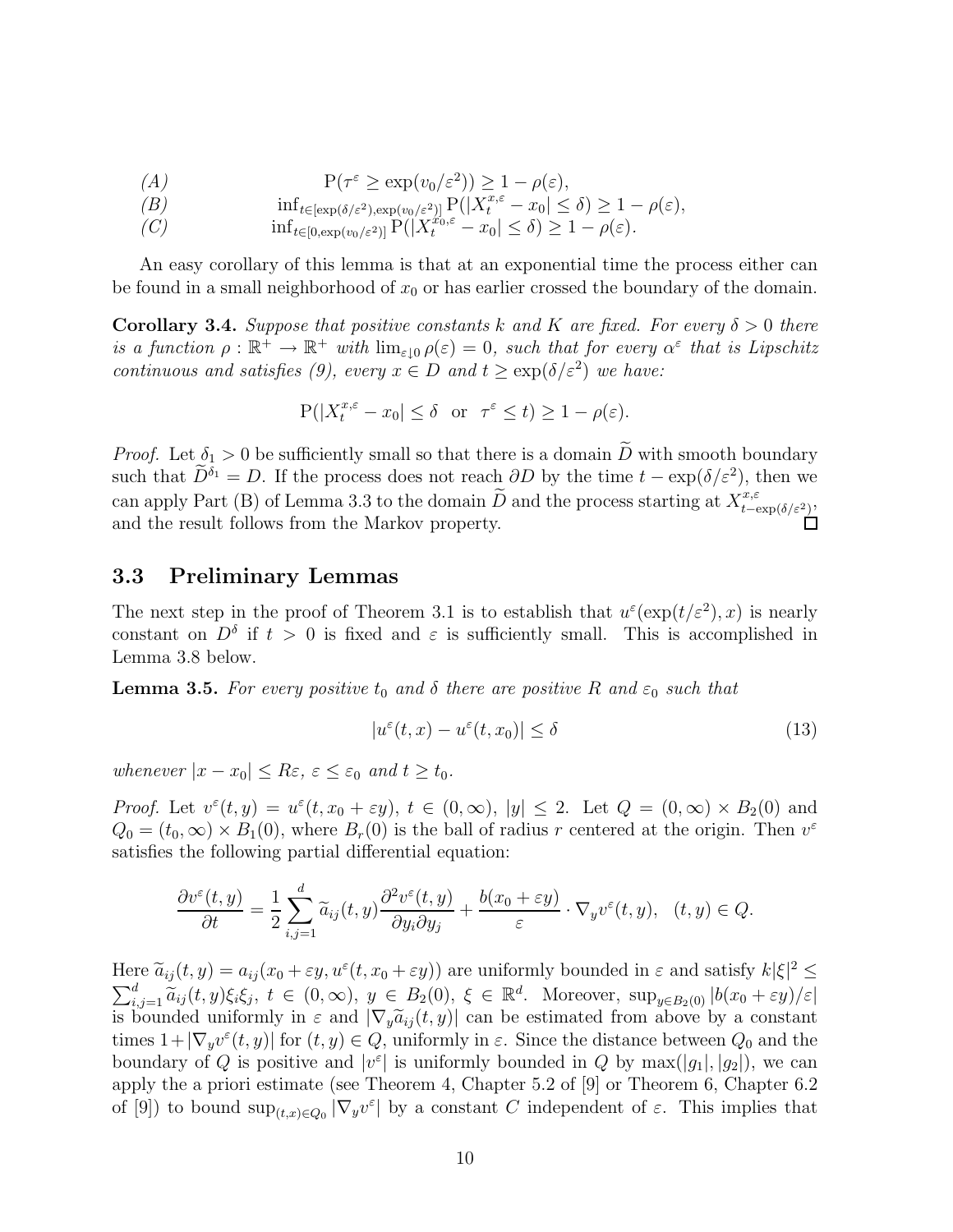*(A)* $\quad \mathrm{P}(\tau^\varepsilon \geq \exp(v_0/\varepsilon^2)) \geq 1 - \rho(\varepsilon)$,

*(B)* $\quad \inf_{t\in[\exp(\delta/\varepsilon^2),\exp(v_0/\varepsilon^2)]} \mathrm{P}(|X_t^{x,\varepsilon} - x_0| \leq \delta) \geq 1 - \rho(\varepsilon)$,

*(C)* $\quad \inf_{t\in[0,\exp(v_0/\varepsilon^2)]} \mathrm{P}(|X_t^{x_0,\varepsilon} - x_0| \leq \delta) \geq 1 - \rho(\varepsilon)$.

An easy corollary of this lemma is that at an exponential time the process either can be found in a small neighborhood of $x_0$ or has earlier crossed the boundary of the domain.

**Corollary 3.4.** *Suppose that positive constants $k$ and $K$ are fixed. For every $\delta > 0$ there is a function $\rho : \mathbb{R}^+ \to \mathbb{R}^+$ with $\lim_{\varepsilon\downarrow 0} \rho(\varepsilon) = 0$, such that for every $\alpha^\varepsilon$ that is Lipschitz continuous and satisfies (9), every $x \in D$ and $t \geq \exp(\delta/\varepsilon^2)$ we have:*

$$\mathrm{P}(|X_t^{x,\varepsilon} - x_0| \leq \delta \quad \text{or} \quad \tau^\varepsilon \leq t) \geq 1 - \rho(\varepsilon).$$

*Proof.* Let $\delta_1 > 0$ be sufficiently small so that there is a domain $\widetilde{D}$ with smooth boundary such that $\widetilde{D}^{\delta_1} = D$. If the process does not reach $\partial D$ by the time $t - \exp(\delta/\varepsilon^2)$, then we can apply Part (B) of Lemma 3.3 to the domain $\widetilde{D}$ and the process starting at $X^{x,\varepsilon}_{t-\exp(\delta/\varepsilon^2)}$, and the result follows from the Markov property. □

### 3.3 Preliminary Lemmas

The next step in the proof of Theorem 3.1 is to establish that $u^\varepsilon(\exp(t/\varepsilon^2), x)$ is nearly constant on $D^\delta$ if $t > 0$ is fixed and $\varepsilon$ is sufficiently small. This is accomplished in Lemma 3.8 below.

**Lemma 3.5.** *For every positive $t_0$ and $\delta$ there are positive $R$ and $\varepsilon_0$ such that*

$$|u^\varepsilon(t, x) - u^\varepsilon(t, x_0)| \leq \delta \tag{13}$$

*whenever $|x - x_0| \leq R\varepsilon$, $\varepsilon \leq \varepsilon_0$ and $t \geq t_0$.*

*Proof.* Let $v^\varepsilon(t, y) = u^\varepsilon(t, x_0 + \varepsilon y)$, $t \in (0,\infty)$, $|y| \leq 2$. Let $Q = (0,\infty) \times B_2(0)$ and $Q_0 = (t_0,\infty) \times B_1(0)$, where $B_r(0)$ is the ball of radius $r$ centered at the origin. Then $v^\varepsilon$ satisfies the following partial differential equation:

$$\frac{\partial v^\varepsilon(t, y)}{\partial t} = \frac{1}{2} \sum_{i,j=1}^{d} \widetilde{a}_{ij}(t, y) \frac{\partial^2 v^\varepsilon(t, y)}{\partial y_i \partial y_j} + \frac{b(x_0 + \varepsilon y)}{\varepsilon} \cdot \nabla_y v^\varepsilon(t, y), \quad (t, y) \in Q.$$

Here $\widetilde{a}_{ij}(t, y) = a_{ij}(x_0 + \varepsilon y, u^\varepsilon(t, x_0 + \varepsilon y))$ are uniformly bounded in $\varepsilon$ and satisfy $k|\xi|^2 \leq \sum_{i,j=1}^d \widetilde{a}_{ij}(t, y)\xi_i\xi_j$, $t \in (0,\infty)$, $y \in B_2(0)$, $\xi \in \mathbb{R}^d$. Moreover, $\sup_{y\in B_2(0)} |b(x_0 + \varepsilon y)/\varepsilon|$ is bounded uniformly in $\varepsilon$ and $|\nabla_y \widetilde{a}_{ij}(t, y)|$ can be estimated from above by a constant times $1+|\nabla_y v^\varepsilon(t, y)|$ for $(t, y) \in Q$, uniformly in $\varepsilon$. Since the distance between $Q_0$ and the boundary of $Q$ is positive and $|v^\varepsilon|$ is uniformly bounded in $Q$ by $\max(|g_1|, |g_2|)$, we can apply the a priori estimate (see Theorem 4, Chapter 5.2 of [9] or Theorem 6, Chapter 6.2 of [9]) to bound $\sup_{(t,x)\in Q_0} |\nabla_y v^\varepsilon|$ by a constant $C$ independent of $\varepsilon$. This implies that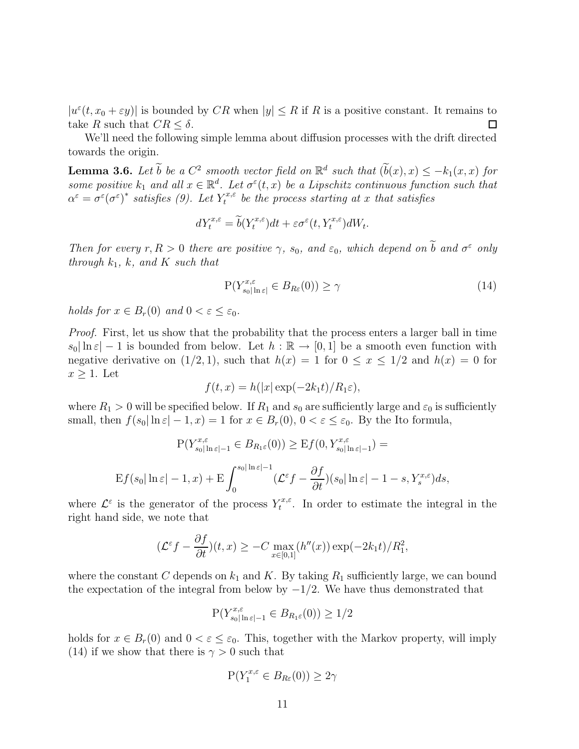$|u^\varepsilon(t, x_0 + \varepsilon y)|$ is bounded by $CR$ when $|y| \le R$ if $R$ is a positive constant. It remains to take $R$ such that $CR \le \delta$. $\square$

We'll need the following simple lemma about diffusion processes with the drift directed towards the origin.

**Lemma 3.6.** *Let $\widetilde{b}$ be a $C^2$ smooth vector field on $\mathbb{R}^d$ such that $(\widetilde{b}(x), x) \le -k_1(x, x)$ for some positive $k_1$ and all $x \in \mathbb{R}^d$. Let $\sigma^\varepsilon(t, x)$ be a Lipschitz continuous function such that $\alpha^\varepsilon = \sigma^\varepsilon(\sigma^\varepsilon)^*$ satisfies (9). Let $Y_t^{x,\varepsilon}$ be the process starting at $x$ that satisfies*

$$dY_t^{x,\varepsilon} = \widetilde{b}(Y_t^{x,\varepsilon})dt + \varepsilon\sigma^\varepsilon(t, Y_t^{x,\varepsilon})dW_t.$$

*Then for every $r, R > 0$ there are positive $\gamma$, $s_0$, and $\varepsilon_0$, which depend on $\widetilde{b}$ and $\sigma^\varepsilon$ only through $k_1$, $k$, and $K$ such that*

$$\mathrm{P}(Y^{x,\varepsilon}_{s_0|\ln\varepsilon|} \in B_{R\varepsilon}(0)) \ge \gamma \tag{14}$$

*holds for $x \in B_r(0)$ and $0 < \varepsilon \le \varepsilon_0$.*

*Proof.* First, let us show that the probability that the process enters a larger ball in time $s_0|\ln\varepsilon| - 1$ is bounded from below. Let $h : \mathbb{R} \to [0, 1]$ be a smooth even function with negative derivative on $(1/2, 1)$, such that $h(x) = 1$ for $0 \le x \le 1/2$ and $h(x) = 0$ for $x \ge 1$. Let

$$f(t, x) = h(|x|\exp(-2k_1 t)/R_1\varepsilon),$$

where $R_1 > 0$ will be specified below. If $R_1$ and $s_0$ are sufficiently large and $\varepsilon_0$ is sufficiently small, then $f(s_0|\ln\varepsilon| - 1, x) = 1$ for $x \in B_r(0)$, $0 < \varepsilon \le \varepsilon_0$. By the Ito formula,

$$\mathrm{P}(Y^{x,\varepsilon}_{s_0|\ln\varepsilon|-1} \in B_{R_1\varepsilon}(0)) \ge \mathrm{E}f(0, Y^{x,\varepsilon}_{s_0|\ln\varepsilon|-1}) =$$

$$\mathrm{E}f(s_0|\ln\varepsilon| - 1, x) + \mathrm{E}\int_0^{s_0|\ln\varepsilon|-1} (\mathcal{L}^\varepsilon f - \frac{\partial f}{\partial t})(s_0|\ln\varepsilon| - 1 - s, Y_s^{x,\varepsilon})ds,$$

where $\mathcal{L}^\varepsilon$ is the generator of the process $Y_t^{x,\varepsilon}$. In order to estimate the integral in the right hand side, we note that

$$(\mathcal{L}^\varepsilon f - \frac{\partial f}{\partial t})(t, x) \ge -C \max_{x\in[0,1]}(h''(x))\exp(-2k_1 t)/R_1^2,$$

where the constant $C$ depends on $k_1$ and $K$. By taking $R_1$ sufficiently large, we can bound the expectation of the integral from below by $-1/2$. We have thus demonstrated that

$$\mathrm{P}(Y^{x,\varepsilon}_{s_0|\ln\varepsilon|-1} \in B_{R_1\varepsilon}(0)) \ge 1/2$$

holds for $x \in B_r(0)$ and $0 < \varepsilon \le \varepsilon_0$. This, together with the Markov property, will imply (14) if we show that there is $\gamma > 0$ such that

$$\mathrm{P}(Y_1^{x,\varepsilon} \in B_{R\varepsilon}(0)) \ge 2\gamma$$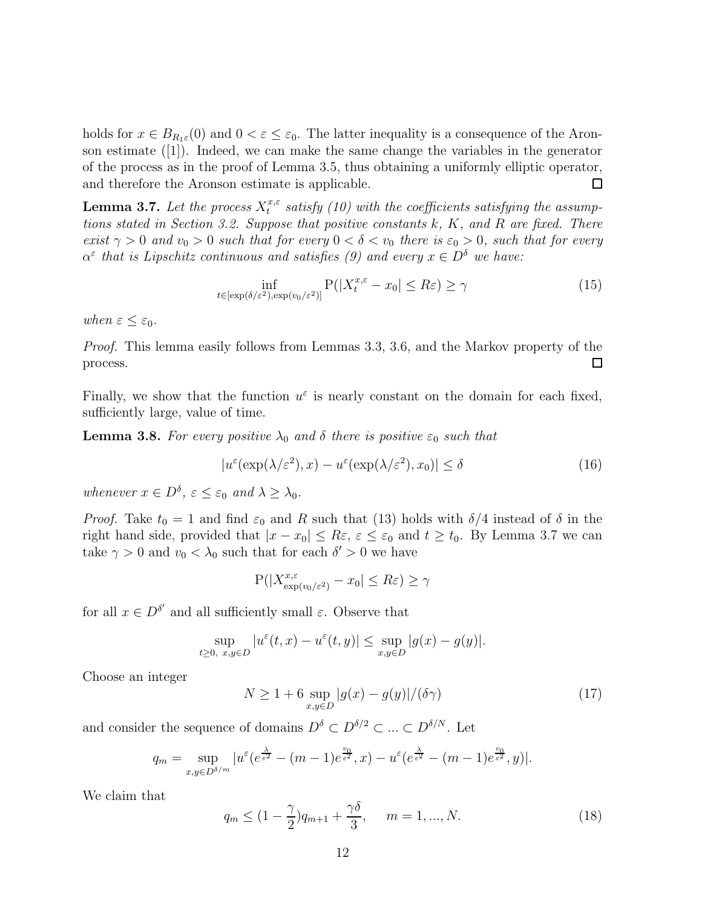holds for $x \in B_{R_1 \varepsilon}(0)$ and $0 < \varepsilon \le \varepsilon_0$. The latter inequality is a consequence of the Aronson estimate ([1]). Indeed, we can make the same change the variables in the generator of the process as in the proof of Lemma 3.5, thus obtaining a uniformly elliptic operator, and therefore the Aronson estimate is applicable. $\square$

**Lemma 3.7.** *Let the process $X_t^{x,\varepsilon}$ satisfy (10) with the coefficients satisfying the assumptions stated in Section 3.2. Suppose that positive constants $k$, $K$, and $R$ are fixed. There exist $\gamma > 0$ and $v_0 > 0$ such that for every $0 < \delta < v_0$ there is $\varepsilon_0 > 0$, such that for every $\alpha^\varepsilon$ that is Lipschitz continuous and satisfies (9) and every $x \in D^\delta$ we have:*

$$\inf_{t \in [\exp(\delta/\varepsilon^2), \exp(v_0/\varepsilon^2)]} \mathrm{P}(|X_t^{x,\varepsilon} - x_0| \le R\varepsilon) \ge \gamma \tag{15}$$

*when $\varepsilon \le \varepsilon_0$.*

*Proof.* This lemma easily follows from Lemmas 3.3, 3.6, and the Markov property of the process. $\square$

Finally, we show that the function $u^\varepsilon$ is nearly constant on the domain for each fixed, sufficiently large, value of time.

**Lemma 3.8.** *For every positive $\lambda_0$ and $\delta$ there is positive $\varepsilon_0$ such that*

$$|u^\varepsilon(\exp(\lambda/\varepsilon^2), x) - u^\varepsilon(\exp(\lambda/\varepsilon^2), x_0)| \le \delta \tag{16}$$

*whenever $x \in D^\delta$, $\varepsilon \le \varepsilon_0$ and $\lambda \ge \lambda_0$.*

*Proof.* Take $t_0 = 1$ and find $\varepsilon_0$ and $R$ such that (13) holds with $\delta/4$ instead of $\delta$ in the right hand side, provided that $|x - x_0| \le R\varepsilon$, $\varepsilon \le \varepsilon_0$ and $t \ge t_0$. By Lemma 3.7 we can take $\gamma > 0$ and $v_0 < \lambda_0$ such that for each $\delta' > 0$ we have

$$\mathrm{P}(|X^{x,\varepsilon}_{\exp(v_0/\varepsilon^2)} - x_0| \le R\varepsilon) \ge \gamma$$

for all $x \in D^{\delta'}$ and all sufficiently small $\varepsilon$. Observe that

$$\sup_{t \ge 0,\ x,y \in D} |u^\varepsilon(t,x) - u^\varepsilon(t,y)| \le \sup_{x,y \in D} |g(x) - g(y)|.$$

Choose an integer

$$N \ge 1 + 6 \sup_{x,y \in D} |g(x) - g(y)|/(\delta\gamma) \tag{17}$$

and consider the sequence of domains $D^\delta \subset D^{\delta/2} \subset ... \subset D^{\delta/N}$. Let

$$q_m = \sup_{x,y \in D^{\delta/m}} |u^\varepsilon(e^{\frac{\lambda}{\varepsilon^2}} - (m-1)e^{\frac{v_0}{\varepsilon^2}}, x) - u^\varepsilon(e^{\frac{\lambda}{\varepsilon^2}} - (m-1)e^{\frac{v_0}{\varepsilon^2}}, y)|.$$

We claim that

$$q_m \le (1 - \frac{\gamma}{2})q_{m+1} + \frac{\gamma\delta}{3}, \quad m = 1, ..., N. \tag{18}$$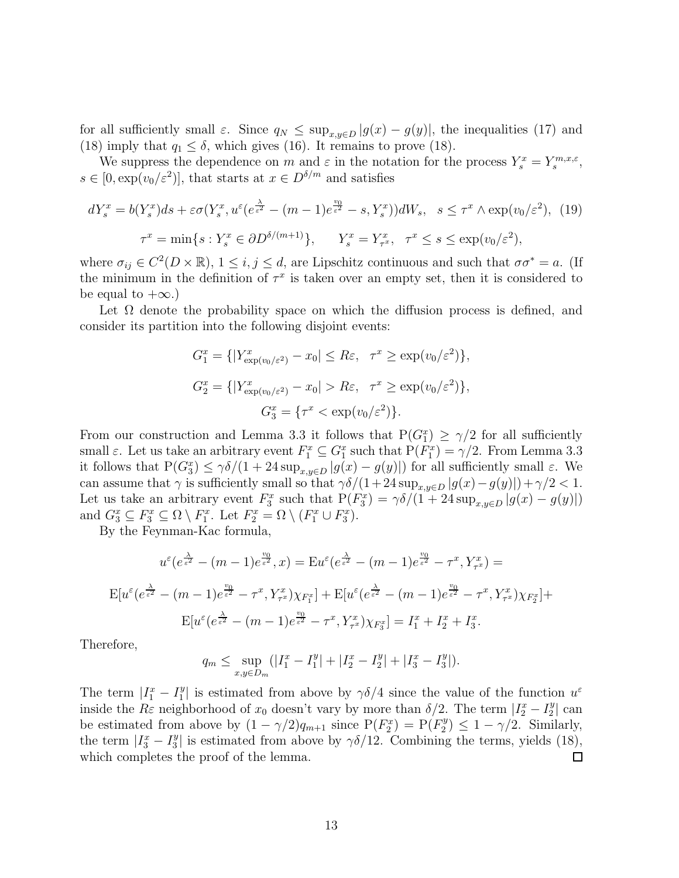for all sufficiently small $\varepsilon$. Since $q_N \leq \sup_{x,y \in D} |g(x) - g(y)|$, the inequalities (17) and (18) imply that $q_1 \leq \delta$, which gives (16). It remains to prove (18).

We suppress the dependence on $m$ and $\varepsilon$ in the notation for the process $Y_s^x = Y_s^{m,x,\varepsilon}$, $s \in [0, \exp(v_0/\varepsilon^2)]$, that starts at $x \in D^{\delta/m}$ and satisfies

$$dY_s^x = b(Y_s^x)ds + \varepsilon\sigma(Y_s^x, u^\varepsilon(e^{\frac{\lambda}{\varepsilon^2}} - (m-1)e^{\frac{v_0}{\varepsilon^2}} - s, Y_s^x))dW_s, \quad s \leq \tau^x \wedge \exp(v_0/\varepsilon^2), \quad (19)$$

$$\tau^x = \min\{s : Y_s^x \in \partial D^{\delta/(m+1)}\}, \qquad Y_s^x = Y_{\tau^x}^x, \quad \tau^x \leq s \leq \exp(v_0/\varepsilon^2),$$

where $\sigma_{ij} \in C^2(D \times \mathbb{R})$, $1 \leq i, j \leq d$, are Lipschitz continuous and such that $\sigma\sigma^* = a$. (If the minimum in the definition of $\tau^x$ is taken over an empty set, then it is considered to be equal to $+\infty$.)

Let $\Omega$ denote the probability space on which the diffusion process is defined, and consider its partition into the following disjoint events:

$$G_1^x = \{|Y_{\exp(v_0/\varepsilon^2)}^x - x_0| \leq R\varepsilon, \quad \tau^x \geq \exp(v_0/\varepsilon^2)\},$$

$$G_2^x = \{|Y_{\exp(v_0/\varepsilon^2)}^x - x_0| > R\varepsilon, \quad \tau^x \geq \exp(v_0/\varepsilon^2)\},$$

$$G_3^x = \{\tau^x < \exp(v_0/\varepsilon^2)\}.$$

From our construction and Lemma 3.3 it follows that $\mathrm{P}(G_1^x) \geq \gamma/2$ for all sufficiently small $\varepsilon$. Let us take an arbitrary event $F_1^x \subseteq G_1^x$ such that $\mathrm{P}(F_1^x) = \gamma/2$. From Lemma 3.3 it follows that $\mathrm{P}(G_3^x) \leq \gamma\delta/(1 + 24\sup_{x,y\in D}|g(x) - g(y)|)$ for all sufficiently small $\varepsilon$. We can assume that $\gamma$ is sufficiently small so that $\gamma\delta/(1+24\sup_{x,y\in D}|g(x)-g(y)|)+\gamma/2 < 1$. Let us take an arbitrary event $F_3^x$ such that $\mathrm{P}(F_3^x) = \gamma\delta/(1 + 24\sup_{x,y\in D}|g(x) - g(y)|)$ and $G_3^x \subseteq F_3^x \subseteq \Omega \setminus F_1^x$. Let $F_2^x = \Omega \setminus (F_1^x \cup F_3^x)$.

By the Feynman-Kac formula,

$$u^\varepsilon(e^{\frac{\lambda}{\varepsilon^2}} - (m-1)e^{\frac{v_0}{\varepsilon^2}}, x) = \mathrm{E}u^\varepsilon(e^{\frac{\lambda}{\varepsilon^2}} - (m-1)e^{\frac{v_0}{\varepsilon^2}} - \tau^x, Y_{\tau^x}^x) =$$

$$\mathrm{E}[u^\varepsilon(e^{\frac{\lambda}{\varepsilon^2}} - (m-1)e^{\frac{v_0}{\varepsilon^2}} - \tau^x, Y_{\tau^x}^x)\chi_{F_1^x}] + \mathrm{E}[u^\varepsilon(e^{\frac{\lambda}{\varepsilon^2}} - (m-1)e^{\frac{v_0}{\varepsilon^2}} - \tau^x, Y_{\tau^x}^x)\chi_{F_2^x}] +$$

$$\mathrm{E}[u^\varepsilon(e^{\frac{\lambda}{\varepsilon^2}} - (m-1)e^{\frac{v_0}{\varepsilon^2}} - \tau^x, Y_{\tau^x}^x)\chi_{F_3^x}] = I_1^x + I_2^x + I_3^x.$$

Therefore,

$$q_m \leq \sup_{x,y\in D_m}(|I_1^x - I_1^y| + |I_2^x - I_2^y| + |I_3^x - I_3^y|).$$

The term $|I_1^x - I_1^y|$ is estimated from above by $\gamma\delta/4$ since the value of the function $u^\varepsilon$ inside the $R\varepsilon$ neighborhood of $x_0$ doesn't vary by more than $\delta/2$. The term $|I_2^x - I_2^y|$ can be estimated from above by $(1 - \gamma/2)q_{m+1}$ since $\mathrm{P}(F_2^x) = \mathrm{P}(F_2^y) \leq 1 - \gamma/2$. Similarly, the term $|I_3^x - I_3^y|$ is estimated from above by $\gamma\delta/12$. Combining the terms, yields (18), which completes the proof of the lemma. $\square$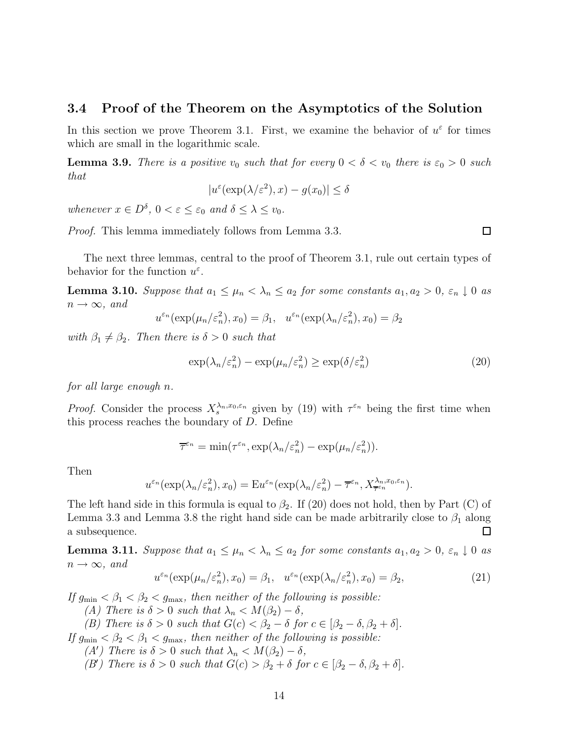## 3.4 Proof of the Theorem on the Asymptotics of the Solution

In this section we prove Theorem 3.1. First, we examine the behavior of $u^\varepsilon$ for times which are small in the logarithmic scale.

**Lemma 3.9.** *There is a positive $v_0$ such that for every $0 < \delta < v_0$ there is $\varepsilon_0 > 0$ such that*

$$|u^\varepsilon(\exp(\lambda/\varepsilon^2), x) - g(x_0)| \le \delta$$

*whenever $x \in D^\delta$, $0 < \varepsilon \le \varepsilon_0$ and $\delta \le \lambda \le v_0$.*

*Proof.* This lemma immediately follows from Lemma 3.3. $\square$

The next three lemmas, central to the proof of Theorem 3.1, rule out certain types of behavior for the function $u^\varepsilon$.

**Lemma 3.10.** *Suppose that $a_1 \le \mu_n < \lambda_n \le a_2$ for some constants $a_1, a_2 > 0$, $\varepsilon_n \downarrow 0$ as $n \to \infty$, and*

$$u^{\varepsilon_n}(\exp(\mu_n/\varepsilon_n^2), x_0) = \beta_1, \quad u^{\varepsilon_n}(\exp(\lambda_n/\varepsilon_n^2), x_0) = \beta_2$$

*with $\beta_1 \ne \beta_2$. Then there is $\delta > 0$ such that*

$$\exp(\lambda_n/\varepsilon_n^2) - \exp(\mu_n/\varepsilon_n^2) \ge \exp(\delta/\varepsilon_n^2) \tag{20}$$

*for all large enough $n$.*

*Proof.* Consider the process $X_s^{\lambda_n, x_0, \varepsilon_n}$ given by (19) with $\tau^{\varepsilon_n}$ being the first time when this process reaches the boundary of $D$. Define

$$\overline{\tau}^{\varepsilon_n} = \min(\tau^{\varepsilon_n}, \exp(\lambda_n/\varepsilon_n^2) - \exp(\mu_n/\varepsilon_n^2)).$$

Then

$$u^{\varepsilon_n}(\exp(\lambda_n/\varepsilon_n^2), x_0) = \mathrm{E}u^{\varepsilon_n}(\exp(\lambda_n/\varepsilon_n^2) - \overline{\tau}^{\varepsilon_n}, X_{\overline{\tau}^{\varepsilon_n}}^{\lambda_n, x_0, \varepsilon_n}).$$

The left hand side in this formula is equal to $\beta_2$. If (20) does not hold, then by Part (C) of Lemma 3.3 and Lemma 3.8 the right hand side can be made arbitrarily close to $\beta_1$ along a subsequence. $\square$

**Lemma 3.11.** *Suppose that $a_1 \le \mu_n < \lambda_n \le a_2$ for some constants $a_1, a_2 > 0$, $\varepsilon_n \downarrow 0$ as $n \to \infty$, and*

$$u^{\varepsilon_n}(\exp(\mu_n/\varepsilon_n^2), x_0) = \beta_1, \quad u^{\varepsilon_n}(\exp(\lambda_n/\varepsilon_n^2), x_0) = \beta_2, \tag{21}$$

*If $g_{\min} < \beta_1 < \beta_2 < g_{\max}$, then neither of the following is possible:*

*(A) There is $\delta > 0$ such that $\lambda_n < M(\beta_2) - \delta$,*

*(B) There is $\delta > 0$ such that $G(c) < \beta_2 - \delta$ for $c \in [\beta_2 - \delta, \beta_2 + \delta]$.*

*If $g_{\min} < \beta_2 < \beta_1 < g_{\max}$, then neither of the following is possible:*

*(A′) There is $\delta > 0$ such that $\lambda_n < M(\beta_2) - \delta$,*

*(B′) There is $\delta > 0$ such that $G(c) > \beta_2 + \delta$ for $c \in [\beta_2 - \delta, \beta_2 + \delta]$.*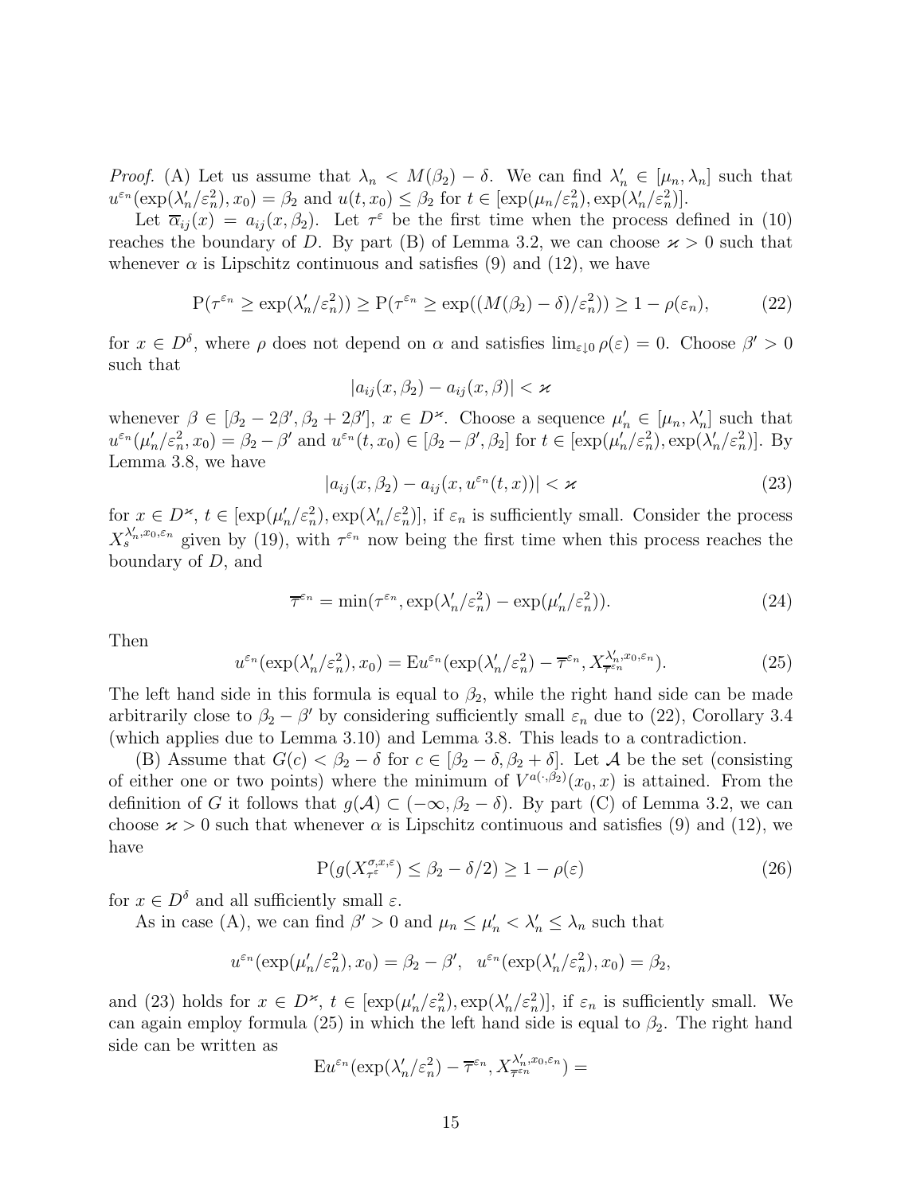*Proof.* (A) Let us assume that $\lambda_n < M(\beta_2) - \delta$. We can find $\lambda'_n \in [\mu_n, \lambda_n]$ such that $u^{\varepsilon_n}(\exp(\lambda'_n/\varepsilon_n^2), x_0) = \beta_2$ and $u(t, x_0) \leq \beta_2$ for $t \in [\exp(\mu_n/\varepsilon_n^2), \exp(\lambda'_n/\varepsilon_n^2)]$.

Let $\overline{\alpha}_{ij}(x) = a_{ij}(x, \beta_2)$. Let $\tau^\varepsilon$ be the first time when the process defined in (10) reaches the boundary of $D$. By part (B) of Lemma 3.2, we can choose $\varkappa > 0$ such that whenever $\alpha$ is Lipschitz continuous and satisfies (9) and (12), we have

$$\mathrm{P}(\tau^{\varepsilon_n} \geq \exp(\lambda'_n/\varepsilon_n^2)) \geq \mathrm{P}(\tau^{\varepsilon_n} \geq \exp((M(\beta_2) - \delta)/\varepsilon_n^2)) \geq 1 - \rho(\varepsilon_n), \tag{22}$$

for $x \in D^\delta$, where $\rho$ does not depend on $\alpha$ and satisfies $\lim_{\varepsilon \downarrow 0} \rho(\varepsilon) = 0$. Choose $\beta' > 0$ such that

$$|a_{ij}(x, \beta_2) - a_{ij}(x, \beta)| < \varkappa$$

whenever $\beta \in [\beta_2 - 2\beta', \beta_2 + 2\beta']$, $x \in D^\varkappa$. Choose a sequence $\mu'_n \in [\mu_n, \lambda'_n]$ such that $u^{\varepsilon_n}(\mu'_n/\varepsilon_n^2, x_0) = \beta_2 - \beta'$ and $u^{\varepsilon_n}(t, x_0) \in [\beta_2 - \beta', \beta_2]$ for $t \in [\exp(\mu'_n/\varepsilon_n^2), \exp(\lambda'_n/\varepsilon_n^2)]$. By Lemma 3.8, we have

$$|a_{ij}(x, \beta_2) - a_{ij}(x, u^{\varepsilon_n}(t, x))| < \varkappa \tag{23}$$

for $x \in D^\varkappa$, $t \in [\exp(\mu'_n/\varepsilon_n^2), \exp(\lambda'_n/\varepsilon_n^2)]$, if $\varepsilon_n$ is sufficiently small. Consider the process $X_s^{\lambda'_n, x_0, \varepsilon_n}$ given by (19), with $\tau^{\varepsilon_n}$ now being the first time when this process reaches the boundary of $D$, and

$$\overline{\tau}^{\varepsilon_n} = \min(\tau^{\varepsilon_n}, \exp(\lambda'_n/\varepsilon_n^2) - \exp(\mu'_n/\varepsilon_n^2)). \tag{24}$$

Then

$$u^{\varepsilon_n}(\exp(\lambda'_n/\varepsilon_n^2), x_0) = \mathrm{E} u^{\varepsilon_n}(\exp(\lambda'_n/\varepsilon_n^2) - \overline{\tau}^{\varepsilon_n}, X_{\overline{\tau}^{\varepsilon_n}}^{\lambda'_n, x_0, \varepsilon_n}). \tag{25}$$

The left hand side in this formula is equal to $\beta_2$, while the right hand side can be made arbitrarily close to $\beta_2 - \beta'$ by considering sufficiently small $\varepsilon_n$ due to (22), Corollary 3.4 (which applies due to Lemma 3.10) and Lemma 3.8. This leads to a contradiction.

(B) Assume that $G(c) < \beta_2 - \delta$ for $c \in [\beta_2 - \delta, \beta_2 + \delta]$. Let $\mathcal{A}$ be the set (consisting of either one or two points) where the minimum of $V^{a(\cdot, \beta_2)}(x_0, x)$ is attained. From the definition of $G$ it follows that $g(\mathcal{A}) \subset (-\infty, \beta_2 - \delta)$. By part (C) of Lemma 3.2, we can choose $\varkappa > 0$ such that whenever $\alpha$ is Lipschitz continuous and satisfies (9) and (12), we have

$$\mathrm{P}(g(X_{\tau^\varepsilon}^{\sigma, x, \varepsilon}) \leq \beta_2 - \delta/2) \geq 1 - \rho(\varepsilon) \tag{26}$$

for $x \in D^\delta$ and all sufficiently small $\varepsilon$.

As in case (A), we can find $\beta' > 0$ and $\mu_n \leq \mu'_n < \lambda'_n \leq \lambda_n$ such that

$$u^{\varepsilon_n}(\exp(\mu'_n/\varepsilon_n^2), x_0) = \beta_2 - \beta', \quad u^{\varepsilon_n}(\exp(\lambda'_n/\varepsilon_n^2), x_0) = \beta_2,$$

and (23) holds for $x \in D^\varkappa$, $t \in [\exp(\mu'_n/\varepsilon_n^2), \exp(\lambda'_n/\varepsilon_n^2)]$, if $\varepsilon_n$ is sufficiently small. We can again employ formula (25) in which the left hand side is equal to $\beta_2$. The right hand side can be written as

$$\mathrm{E} u^{\varepsilon_n}(\exp(\lambda'_n/\varepsilon_n^2) - \overline{\tau}^{\varepsilon_n}, X_{\overline{\tau}^{\varepsilon_n}}^{\lambda'_n, x_0, \varepsilon_n}) =$$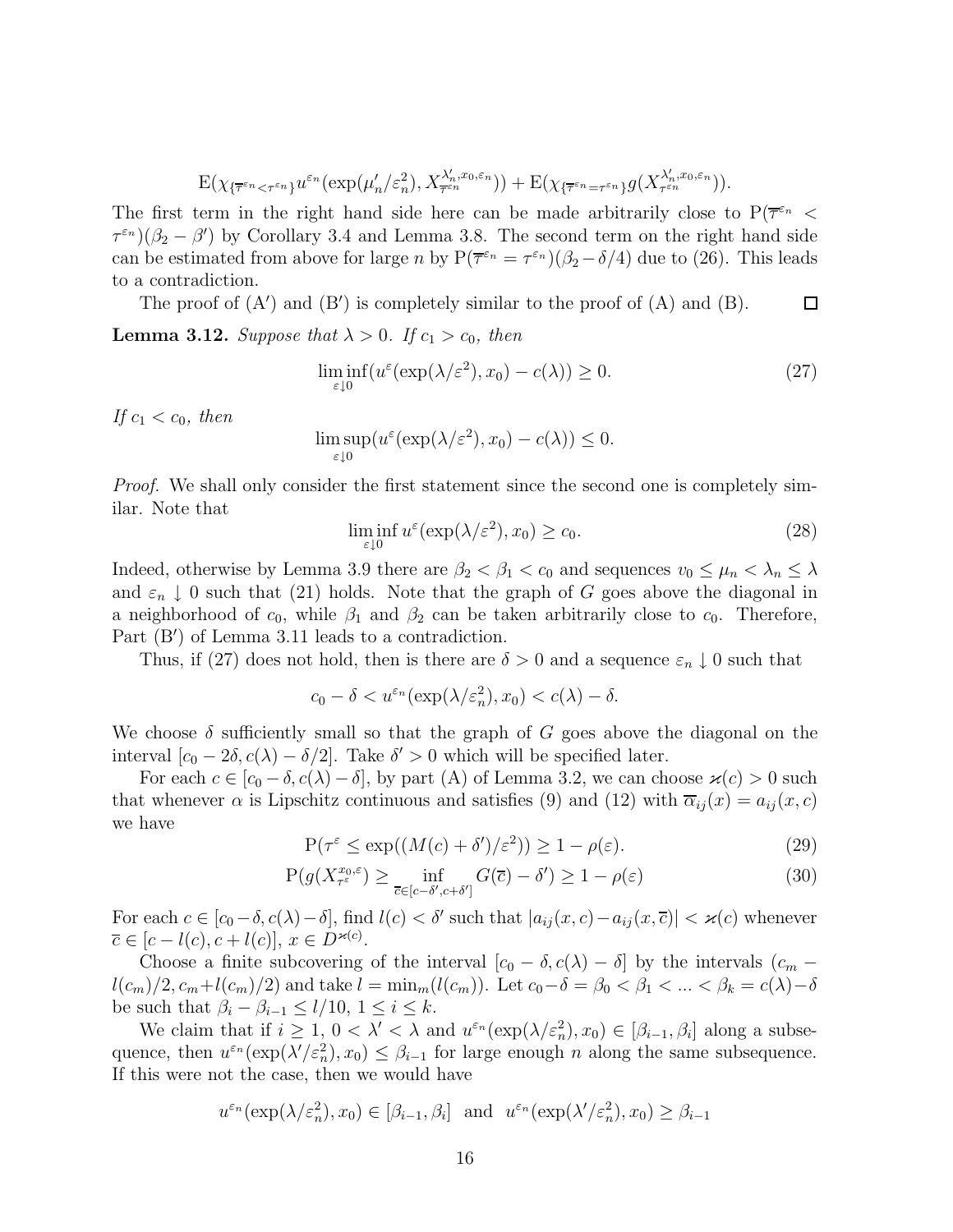$$\mathrm{E}(\chi_{\{\overline{\tau}^{\varepsilon_n}<\tau^{\varepsilon_n}\}}u^{\varepsilon_n}(\exp(\mu_n'/\varepsilon_n^2),X^{\lambda_n',x_0,\varepsilon_n}_{\overline{\tau}^{\varepsilon_n}}))+\mathrm{E}(\chi_{\{\overline{\tau}^{\varepsilon_n}=\tau^{\varepsilon_n}\}}g(X^{\lambda_n',x_0,\varepsilon_n}_{\tau^{\varepsilon_n}})).$$

The first term in the right hand side here can be made arbitrarily close to $\mathrm{P}(\overline{\tau}^{\varepsilon_n}<\tau^{\varepsilon_n})(\beta_2-\beta')$ by Corollary 3.4 and Lemma 3.8. The second term on the right hand side can be estimated from above for large $n$ by $\mathrm{P}(\overline{\tau}^{\varepsilon_n}=\tau^{\varepsilon_n})(\beta_2-\delta/4)$ due to (26). This leads to a contradiction.

The proof of (A$'$) and (B$'$) is completely similar to the proof of (A) and (B). □

**Lemma 3.12.** *Suppose that $\lambda>0$. If $c_1>c_0$, then*

$$\liminf_{\varepsilon\downarrow 0}(u^{\varepsilon}(\exp(\lambda/\varepsilon^2),x_0)-c(\lambda))\geq 0. \tag{27}$$

*If $c_1<c_0$, then*

$$\limsup_{\varepsilon\downarrow 0}(u^{\varepsilon}(\exp(\lambda/\varepsilon^2),x_0)-c(\lambda))\leq 0.$$

*Proof.* We shall only consider the first statement since the second one is completely similar. Note that

$$\liminf_{\varepsilon\downarrow 0}u^{\varepsilon}(\exp(\lambda/\varepsilon^2),x_0)\geq c_0. \tag{28}$$

Indeed, otherwise by Lemma 3.9 there are $\beta_2<\beta_1<c_0$ and sequences $v_0\leq\mu_n<\lambda_n\leq\lambda$ and $\varepsilon_n\downarrow 0$ such that (21) holds. Note that the graph of $G$ goes above the diagonal in a neighborhood of $c_0$, while $\beta_1$ and $\beta_2$ can be taken arbitrarily close to $c_0$. Therefore, Part (B$'$) of Lemma 3.11 leads to a contradiction.

Thus, if (27) does not hold, then is there are $\delta>0$ and a sequence $\varepsilon_n\downarrow 0$ such that

$$c_0-\delta<u^{\varepsilon_n}(\exp(\lambda/\varepsilon_n^2),x_0)<c(\lambda)-\delta.$$

We choose $\delta$ sufficiently small so that the graph of $G$ goes above the diagonal on the interval $[c_0-2\delta,c(\lambda)-\delta/2]$. Take $\delta'>0$ which will be specified later.

For each $c\in[c_0-\delta,c(\lambda)-\delta]$, by part (A) of Lemma 3.2, we can choose $\varkappa(c)>0$ such that whenever $\alpha$ is Lipschitz continuous and satisfies (9) and (12) with $\overline{\alpha}_{ij}(x)=a_{ij}(x,c)$ we have

$$\mathrm{P}(\tau^{\varepsilon}\leq\exp((M(c)+\delta')/\varepsilon^2))\geq 1-\rho(\varepsilon). \tag{29}$$

$$\mathrm{P}(g(X^{x_0,\varepsilon}_{\tau^{\varepsilon}})\geq\inf_{\overline{c}\in[c-\delta',c+\delta']}G(\overline{c})-\delta')\geq 1-\rho(\varepsilon) \tag{30}$$

For each $c\in[c_0-\delta,c(\lambda)-\delta]$, find $l(c)<\delta'$ such that $|a_{ij}(x,c)-a_{ij}(x,\overline{c})|<\varkappa(c)$ whenever $\overline{c}\in[c-l(c),c+l(c)]$, $x\in D^{\varkappa(c)}$.

Choose a finite subcovering of the interval $[c_0-\delta,c(\lambda)-\delta]$ by the intervals $(c_m-l(c_m)/2,c_m+l(c_m)/2)$ and take $l=\min_m(l(c_m))$. Let $c_0-\delta=\beta_0<\beta_1<...<\beta_k=c(\lambda)-\delta$ be such that $\beta_i-\beta_{i-1}\leq l/10$, $1\leq i\leq k$.

We claim that if $i\geq 1$, $0<\lambda'<\lambda$ and $u^{\varepsilon_n}(\exp(\lambda/\varepsilon_n^2),x_0)\in[\beta_{i-1},\beta_i]$ along a subsequence, then $u^{\varepsilon_n}(\exp(\lambda'/\varepsilon_n^2),x_0)\leq\beta_{i-1}$ for large enough $n$ along the same subsequence. If this were not the case, then we would have

$$u^{\varepsilon_n}(\exp(\lambda/\varepsilon_n^2),x_0)\in[\beta_{i-1},\beta_i]\ \text{ and }\ u^{\varepsilon_n}(\exp(\lambda'/\varepsilon_n^2),x_0)\geq\beta_{i-1}$$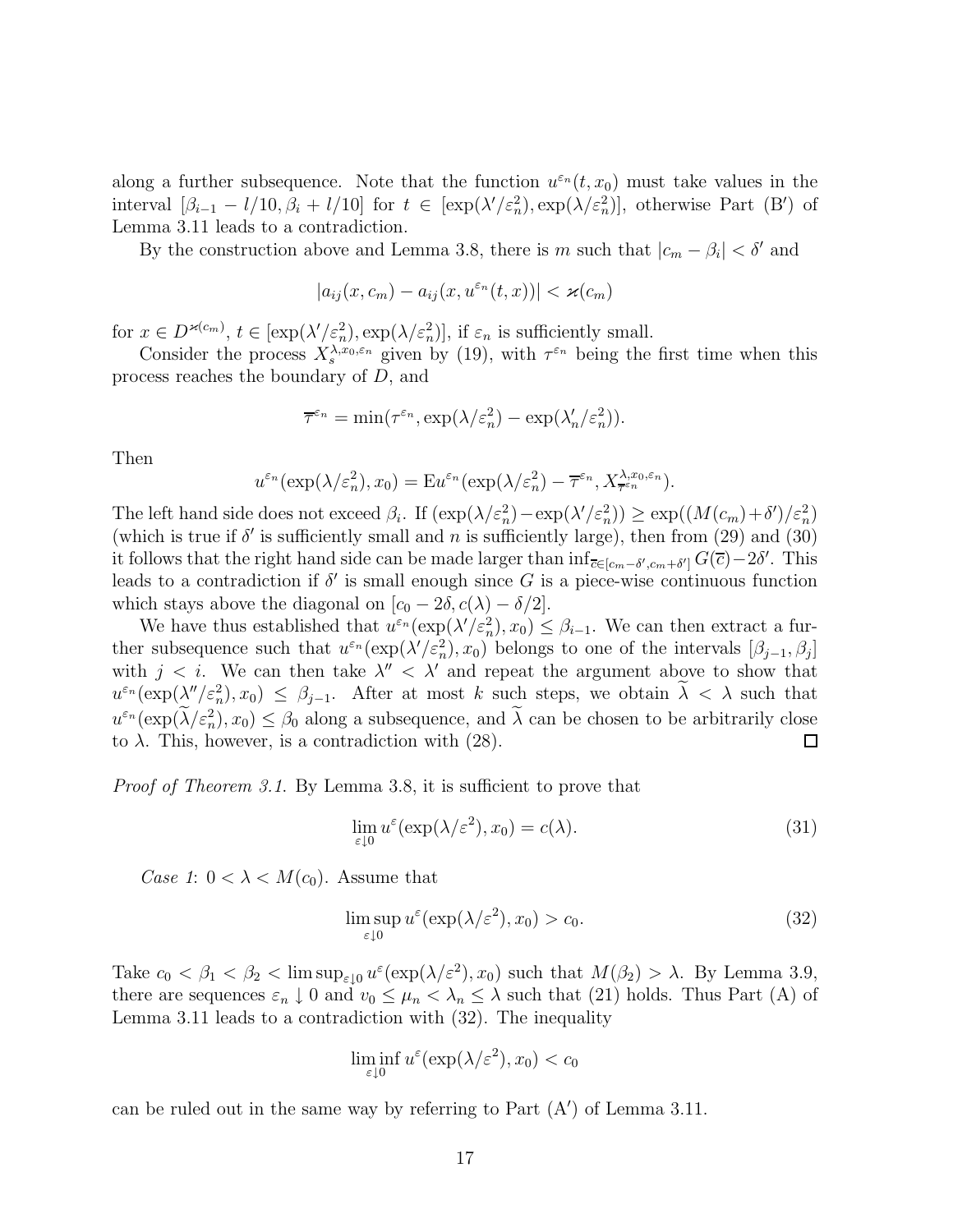along a further subsequence. Note that the function $u^{\varepsilon_n}(t, x_0)$ must take values in the interval $[\beta_{i-1} - l/10, \beta_i + l/10]$ for $t \in [\exp(\lambda'/\varepsilon_n^2), \exp(\lambda/\varepsilon_n^2)]$, otherwise Part (B′) of Lemma 3.11 leads to a contradiction.

By the construction above and Lemma 3.8, there is $m$ such that $|c_m - \beta_i| < \delta'$ and

$$|a_{ij}(x, c_m) - a_{ij}(x, u^{\varepsilon_n}(t,x))| < \varkappa(c_m)$$

for $x \in D^{\varkappa(c_m)}$, $t \in [\exp(\lambda'/\varepsilon_n^2), \exp(\lambda/\varepsilon_n^2)]$, if $\varepsilon_n$ is sufficiently small.

Consider the process $X_s^{\lambda, x_0, \varepsilon_n}$ given by (19), with $\tau^{\varepsilon_n}$ being the first time when this process reaches the boundary of $D$, and

$$\overline{\tau}^{\varepsilon_n} = \min(\tau^{\varepsilon_n}, \exp(\lambda/\varepsilon_n^2) - \exp(\lambda_n'/\varepsilon_n^2)).$$

Then

$$u^{\varepsilon_n}(\exp(\lambda/\varepsilon_n^2), x_0) = \mathrm{E} u^{\varepsilon_n}(\exp(\lambda/\varepsilon_n^2) - \overline{\tau}^{\varepsilon_n}, X^{\lambda, x_0, \varepsilon_n}_{\overline{\tau}^{\varepsilon_n}}).$$

The left hand side does not exceed $\beta_i$. If $(\exp(\lambda/\varepsilon_n^2) - \exp(\lambda'/\varepsilon_n^2)) \geq \exp((M(c_m)+\delta')/\varepsilon_n^2)$ (which is true if $\delta'$ is sufficiently small and $n$ is sufficiently large), then from (29) and (30) it follows that the right hand side can be made larger than $\inf_{\overline{c} \in [c_m - \delta', c_m + \delta']} G(\overline{c}) - 2\delta'$. This leads to a contradiction if $\delta'$ is small enough since $G$ is a piece-wise continuous function which stays above the diagonal on $[c_0 - 2\delta, c(\lambda) - \delta/2]$.

We have thus established that $u^{\varepsilon_n}(\exp(\lambda'/\varepsilon_n^2), x_0) \leq \beta_{i-1}$. We can then extract a further subsequence such that $u^{\varepsilon_n}(\exp(\lambda'/\varepsilon_n^2), x_0)$ belongs to one of the intervals $[\beta_{j-1}, \beta_j]$ with $j < i$. We can then take $\lambda'' < \lambda'$ and repeat the argument above to show that $u^{\varepsilon_n}(\exp(\lambda''/\varepsilon_n^2), x_0) \leq \beta_{j-1}$. After at most $k$ such steps, we obtain $\widetilde{\lambda} < \lambda$ such that $u^{\varepsilon_n}(\exp(\widetilde{\lambda}/\varepsilon_n^2), x_0) \leq \beta_0$ along a subsequence, and $\widetilde{\lambda}$ can be chosen to be arbitrarily close to $\lambda$. This, however, is a contradiction with (28). ∎

*Proof of Theorem 3.1.* By Lemma 3.8, it is sufficient to prove that

$$\lim_{\varepsilon \downarrow 0} u^{\varepsilon}(\exp(\lambda/\varepsilon^2), x_0) = c(\lambda). \tag{31}$$

*Case 1*: $0 < \lambda < M(c_0)$. Assume that

$$\limsup_{\varepsilon \downarrow 0} u^{\varepsilon}(\exp(\lambda/\varepsilon^2), x_0) > c_0. \tag{32}$$

Take $c_0 < \beta_1 < \beta_2 < \limsup_{\varepsilon \downarrow 0} u^{\varepsilon}(\exp(\lambda/\varepsilon^2), x_0)$ such that $M(\beta_2) > \lambda$. By Lemma 3.9, there are sequences $\varepsilon_n \downarrow 0$ and $v_0 \leq \mu_n < \lambda_n \leq \lambda$ such that (21) holds. Thus Part (A) of Lemma 3.11 leads to a contradiction with (32). The inequality

$$\liminf_{\varepsilon \downarrow 0} u^{\varepsilon}(\exp(\lambda/\varepsilon^2), x_0) < c_0$$

can be ruled out in the same way by referring to Part (A′) of Lemma 3.11.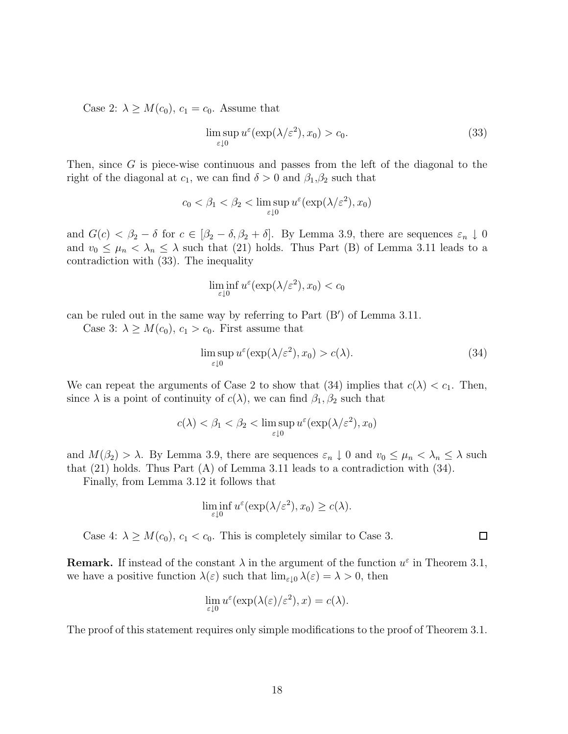Case 2: $\lambda \geq M(c_0)$, $c_1 = c_0$. Assume that

$$\limsup_{\varepsilon \downarrow 0} u^\varepsilon(\exp(\lambda/\varepsilon^2), x_0) > c_0. \tag{33}$$

Then, since $G$ is piece-wise continuous and passes from the left of the diagonal to the right of the diagonal at $c_1$, we can find $\delta > 0$ and $\beta_1$,$\beta_2$ such that

$$c_0 < \beta_1 < \beta_2 < \limsup_{\varepsilon \downarrow 0} u^\varepsilon(\exp(\lambda/\varepsilon^2), x_0)$$

and $G(c) < \beta_2 - \delta$ for $c \in [\beta_2 - \delta, \beta_2 + \delta]$. By Lemma 3.9, there are sequences $\varepsilon_n \downarrow 0$ and $v_0 \leq \mu_n < \lambda_n \leq \lambda$ such that (21) holds. Thus Part (B) of Lemma 3.11 leads to a contradiction with (33). The inequality

$$\liminf_{\varepsilon \downarrow 0} u^\varepsilon(\exp(\lambda/\varepsilon^2), x_0) < c_0$$

can be ruled out in the same way by referring to Part (B$'$) of Lemma 3.11.

Case 3: $\lambda \geq M(c_0)$, $c_1 > c_0$. First assume that

$$\limsup_{\varepsilon \downarrow 0} u^\varepsilon(\exp(\lambda/\varepsilon^2), x_0) > c(\lambda). \tag{34}$$

We can repeat the arguments of Case 2 to show that (34) implies that $c(\lambda) < c_1$. Then, since $\lambda$ is a point of continuity of $c(\lambda)$, we can find $\beta_1, \beta_2$ such that

$$c(\lambda) < \beta_1 < \beta_2 < \limsup_{\varepsilon \downarrow 0} u^\varepsilon(\exp(\lambda/\varepsilon^2), x_0)$$

and $M(\beta_2) > \lambda$. By Lemma 3.9, there are sequences $\varepsilon_n \downarrow 0$ and $v_0 \leq \mu_n < \lambda_n \leq \lambda$ such that (21) holds. Thus Part (A) of Lemma 3.11 leads to a contradiction with (34).

Finally, from Lemma 3.12 it follows that

$$\liminf_{\varepsilon \downarrow 0} u^\varepsilon(\exp(\lambda/\varepsilon^2), x_0) \geq c(\lambda).$$

Case 4: $\lambda \geq M(c_0)$, $c_1 < c_0$. This is completely similar to Case 3. $\square$

**Remark.** If instead of the constant $\lambda$ in the argument of the function $u^\varepsilon$ in Theorem 3.1, we have a positive function $\lambda(\varepsilon)$ such that $\lim_{\varepsilon \downarrow 0} \lambda(\varepsilon) = \lambda > 0$, then

$$\lim_{\varepsilon \downarrow 0} u^\varepsilon(\exp(\lambda(\varepsilon)/\varepsilon^2), x) = c(\lambda).$$

The proof of this statement requires only simple modifications to the proof of Theorem 3.1.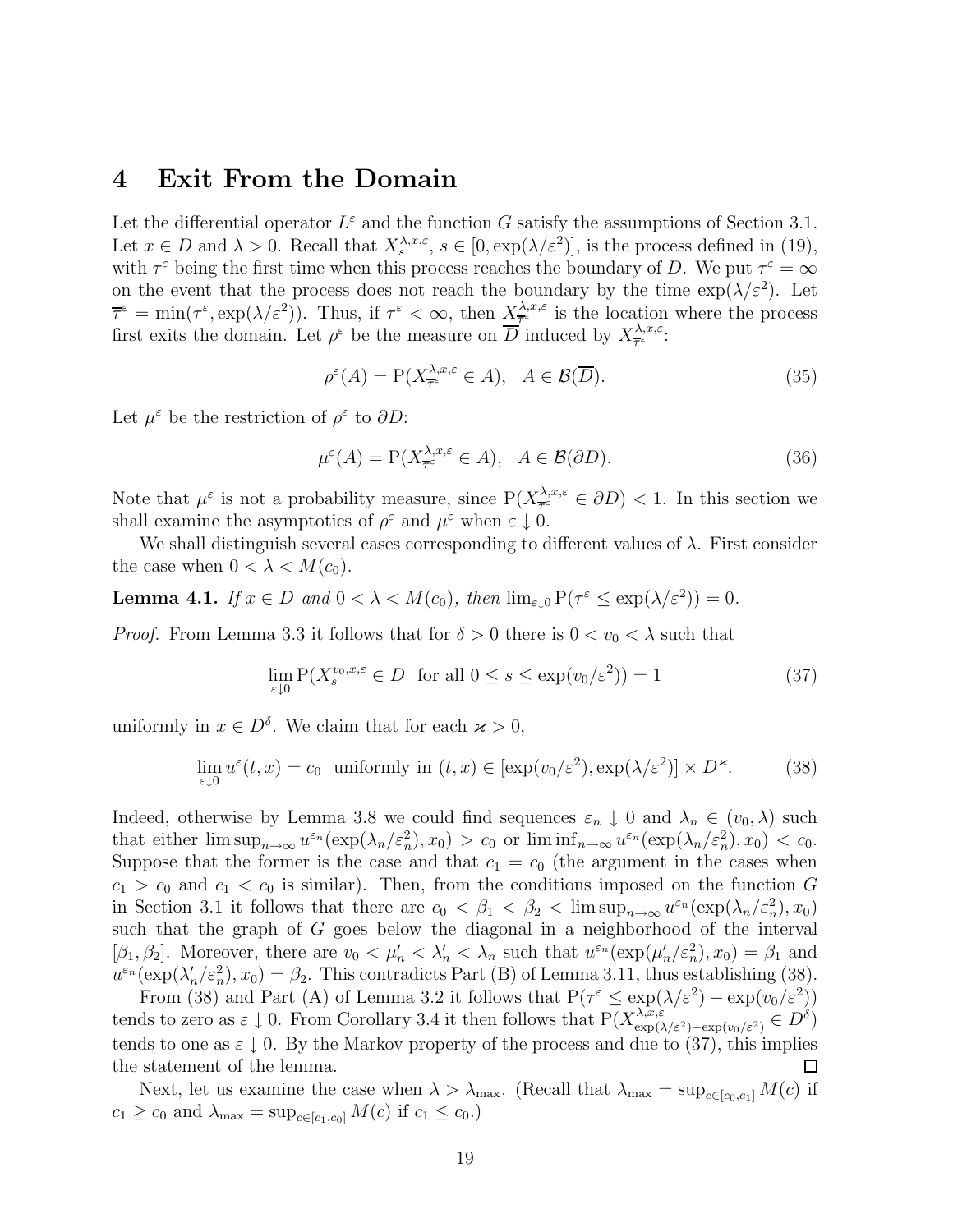# 4 Exit From the Domain

Let the differential operator $L^\varepsilon$ and the function $G$ satisfy the assumptions of Section 3.1. Let $x \in D$ and $\lambda > 0$. Recall that $X_s^{\lambda,x,\varepsilon}$, $s \in [0, \exp(\lambda/\varepsilon^2)]$, is the process defined in (19), with $\tau^\varepsilon$ being the first time when this process reaches the boundary of $D$. We put $\tau^\varepsilon = \infty$ on the event that the process does not reach the boundary by the time $\exp(\lambda/\varepsilon^2)$. Let $\overline{\tau}^\varepsilon = \min(\tau^\varepsilon, \exp(\lambda/\varepsilon^2))$. Thus, if $\tau^\varepsilon < \infty$, then $X_{\overline{\tau}^\varepsilon}^{\lambda,x,\varepsilon}$ is the location where the process first exits the domain. Let $\rho^\varepsilon$ be the measure on $\overline{D}$ induced by $X_{\overline{\tau}^\varepsilon}^{\lambda,x,\varepsilon}$:

$$\rho^\varepsilon(A) = \mathrm{P}(X_{\overline{\tau}^\varepsilon}^{\lambda,x,\varepsilon} \in A), \quad A \in \mathcal{B}(\overline{D}). \tag{35}$$

Let $\mu^\varepsilon$ be the restriction of $\rho^\varepsilon$ to $\partial D$:

$$\mu^\varepsilon(A) = \mathrm{P}(X_{\overline{\tau}^\varepsilon}^{\lambda,x,\varepsilon} \in A), \quad A \in \mathcal{B}(\partial D). \tag{36}$$

Note that $\mu^\varepsilon$ is not a probability measure, since $\mathrm{P}(X_{\overline{\tau}^\varepsilon}^{\lambda,x,\varepsilon} \in \partial D) < 1$. In this section we shall examine the asymptotics of $\rho^\varepsilon$ and $\mu^\varepsilon$ when $\varepsilon \downarrow 0$.

We shall distinguish several cases corresponding to different values of $\lambda$. First consider the case when $0 < \lambda < M(c_0)$.

**Lemma 4.1.** *If $x \in D$ and $0 < \lambda < M(c_0)$, then $\lim_{\varepsilon \downarrow 0} \mathrm{P}(\tau^\varepsilon \le \exp(\lambda/\varepsilon^2)) = 0$.*

*Proof.* From Lemma 3.3 it follows that for $\delta > 0$ there is $0 < v_0 < \lambda$ such that

$$\lim_{\varepsilon \downarrow 0} \mathrm{P}(X_s^{v_0,x,\varepsilon} \in D \text{ for all } 0 \le s \le \exp(v_0/\varepsilon^2)) = 1 \tag{37}$$

uniformly in $x \in D^\delta$. We claim that for each $\varkappa > 0$,

$$\lim_{\varepsilon \downarrow 0} u^\varepsilon(t,x) = c_0 \text{ uniformly in } (t,x) \in [\exp(v_0/\varepsilon^2), \exp(\lambda/\varepsilon^2)] \times D^\varkappa. \tag{38}$$

Indeed, otherwise by Lemma 3.8 we could find sequences $\varepsilon_n \downarrow 0$ and $\lambda_n \in (v_0, \lambda)$ such that either $\limsup_{n\to\infty} u^{\varepsilon_n}(\exp(\lambda_n/\varepsilon_n^2), x_0) > c_0$ or $\liminf_{n\to\infty} u^{\varepsilon_n}(\exp(\lambda_n/\varepsilon_n^2), x_0) < c_0$. Suppose that the former is the case and that $c_1 = c_0$ (the argument in the cases when $c_1 > c_0$ and $c_1 < c_0$ is similar). Then, from the conditions imposed on the function $G$ in Section 3.1 it follows that there are $c_0 < \beta_1 < \beta_2 < \limsup_{n\to\infty} u^{\varepsilon_n}(\exp(\lambda_n/\varepsilon_n^2), x_0)$ such that the graph of $G$ goes below the diagonal in a neighborhood of the interval $[\beta_1, \beta_2]$. Moreover, there are $v_0 < \mu_n' < \lambda_n' < \lambda_n$ such that $u^{\varepsilon_n}(\exp(\mu_n'/\varepsilon_n^2), x_0) = \beta_1$ and $u^{\varepsilon_n}(\exp(\lambda_n'/\varepsilon_n^2), x_0) = \beta_2$. This contradicts Part (B) of Lemma 3.11, thus establishing (38).

From (38) and Part (A) of Lemma 3.2 it follows that $\mathrm{P}(\tau^\varepsilon \le \exp(\lambda/\varepsilon^2) - \exp(v_0/\varepsilon^2))$ tends to zero as $\varepsilon \downarrow 0$. From Corollary 3.4 it then follows that $\mathrm{P}(X_{\exp(\lambda/\varepsilon^2)-\exp(v_0/\varepsilon^2)}^{\lambda,x,\varepsilon} \in D^\delta)$ tends to one as $\varepsilon \downarrow 0$. By the Markov property of the process and due to (37), this implies the statement of the lemma. $\square$

Next, let us examine the case when $\lambda > \lambda_{\max}$. (Recall that $\lambda_{\max} = \sup_{c\in[c_0,c_1]} M(c)$ if $c_1 \ge c_0$ and $\lambda_{\max} = \sup_{c\in[c_1,c_0]} M(c)$ if $c_1 \le c_0$.)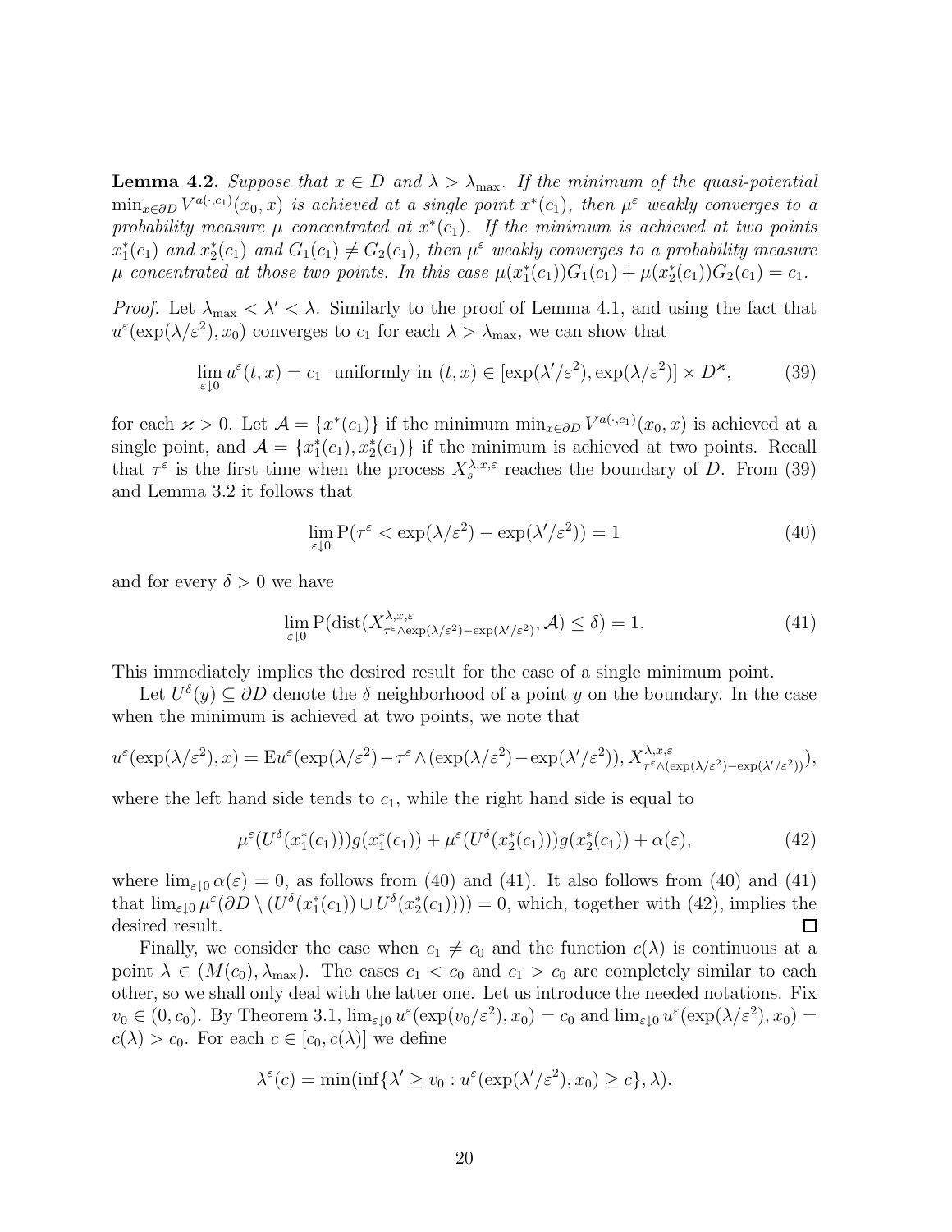**Lemma 4.2.** *Suppose that $x \in D$ and $\lambda > \lambda_{\max}$. If the minimum of the quasi-potential $\min_{x \in \partial D} V^{a(\cdot, c_1)}(x_0, x)$ is achieved at a single point $x^*(c_1)$, then $\mu^\varepsilon$ weakly converges to a probability measure $\mu$ concentrated at $x^*(c_1)$. If the minimum is achieved at two points $x_1^*(c_1)$ and $x_2^*(c_1)$ and $G_1(c_1) \neq G_2(c_1)$, then $\mu^\varepsilon$ weakly converges to a probability measure $\mu$ concentrated at those two points. In this case $\mu(x_1^*(c_1))G_1(c_1) + \mu(x_2^*(c_1))G_2(c_1) = c_1$.*

*Proof.* Let $\lambda_{\max} < \lambda' < \lambda$. Similarly to the proof of Lemma 4.1, and using the fact that $u^\varepsilon(\exp(\lambda/\varepsilon^2), x_0)$ converges to $c_1$ for each $\lambda > \lambda_{\max}$, we can show that

$$\lim_{\varepsilon \downarrow 0} u^\varepsilon(t, x) = c_1 \text{ uniformly in } (t, x) \in [\exp(\lambda'/\varepsilon^2), \exp(\lambda/\varepsilon^2)] \times D^\varkappa, \tag{39}$$

for each $\varkappa > 0$. Let $\mathcal{A} = \{x^*(c_1)\}$ if the minimum $\min_{x \in \partial D} V^{a(\cdot, c_1)}(x_0, x)$ is achieved at a single point, and $\mathcal{A} = \{x_1^*(c_1), x_2^*(c_1)\}$ if the minimum is achieved at two points. Recall that $\tau^\varepsilon$ is the first time when the process $X_s^{\lambda, x, \varepsilon}$ reaches the boundary of $D$. From (39) and Lemma 3.2 it follows that

$$\lim_{\varepsilon \downarrow 0} \mathrm{P}(\tau^\varepsilon < \exp(\lambda/\varepsilon^2) - \exp(\lambda'/\varepsilon^2)) = 1 \tag{40}$$

and for every $\delta > 0$ we have

$$\lim_{\varepsilon \downarrow 0} \mathrm{P}(\mathrm{dist}(X^{\lambda, x, \varepsilon}_{\tau^\varepsilon \wedge \exp(\lambda/\varepsilon^2) - \exp(\lambda'/\varepsilon^2)}, \mathcal{A}) \leq \delta) = 1. \tag{41}$$

This immediately implies the desired result for the case of a single minimum point.

Let $U^\delta(y) \subseteq \partial D$ denote the $\delta$ neighborhood of a point $y$ on the boundary. In the case when the minimum is achieved at two points, we note that

$$u^\varepsilon(\exp(\lambda/\varepsilon^2), x) = \mathrm{E} u^\varepsilon(\exp(\lambda/\varepsilon^2) - \tau^\varepsilon \wedge (\exp(\lambda/\varepsilon^2) - \exp(\lambda'/\varepsilon^2)), X^{\lambda, x, \varepsilon}_{\tau^\varepsilon \wedge (\exp(\lambda/\varepsilon^2) - \exp(\lambda'/\varepsilon^2))}),$$

where the left hand side tends to $c_1$, while the right hand side is equal to

$$\mu^\varepsilon(U^\delta(x_1^*(c_1)))g(x_1^*(c_1)) + \mu^\varepsilon(U^\delta(x_2^*(c_1)))g(x_2^*(c_1)) + \alpha(\varepsilon), \tag{42}$$

where $\lim_{\varepsilon \downarrow 0} \alpha(\varepsilon) = 0$, as follows from (40) and (41). It also follows from (40) and (41) that $\lim_{\varepsilon \downarrow 0} \mu^\varepsilon(\partial D \setminus (U^\delta(x_1^*(c_1)) \cup U^\delta(x_2^*(c_1)))) = 0$, which, together with (42), implies the desired result. $\square$

Finally, we consider the case when $c_1 \neq c_0$ and the function $c(\lambda)$ is continuous at a point $\lambda \in (M(c_0), \lambda_{\max})$. The cases $c_1 < c_0$ and $c_1 > c_0$ are completely similar to each other, so we shall only deal with the latter one. Let us introduce the needed notations. Fix $v_0 \in (0, c_0)$. By Theorem 3.1, $\lim_{\varepsilon \downarrow 0} u^\varepsilon(\exp(v_0/\varepsilon^2), x_0) = c_0$ and $\lim_{\varepsilon \downarrow 0} u^\varepsilon(\exp(\lambda/\varepsilon^2), x_0) = c(\lambda) > c_0$. For each $c \in [c_0, c(\lambda)]$ we define

$$\lambda^\varepsilon(c) = \min(\inf\{\lambda' \geq v_0 : u^\varepsilon(\exp(\lambda'/\varepsilon^2), x_0) \geq c\}, \lambda).$$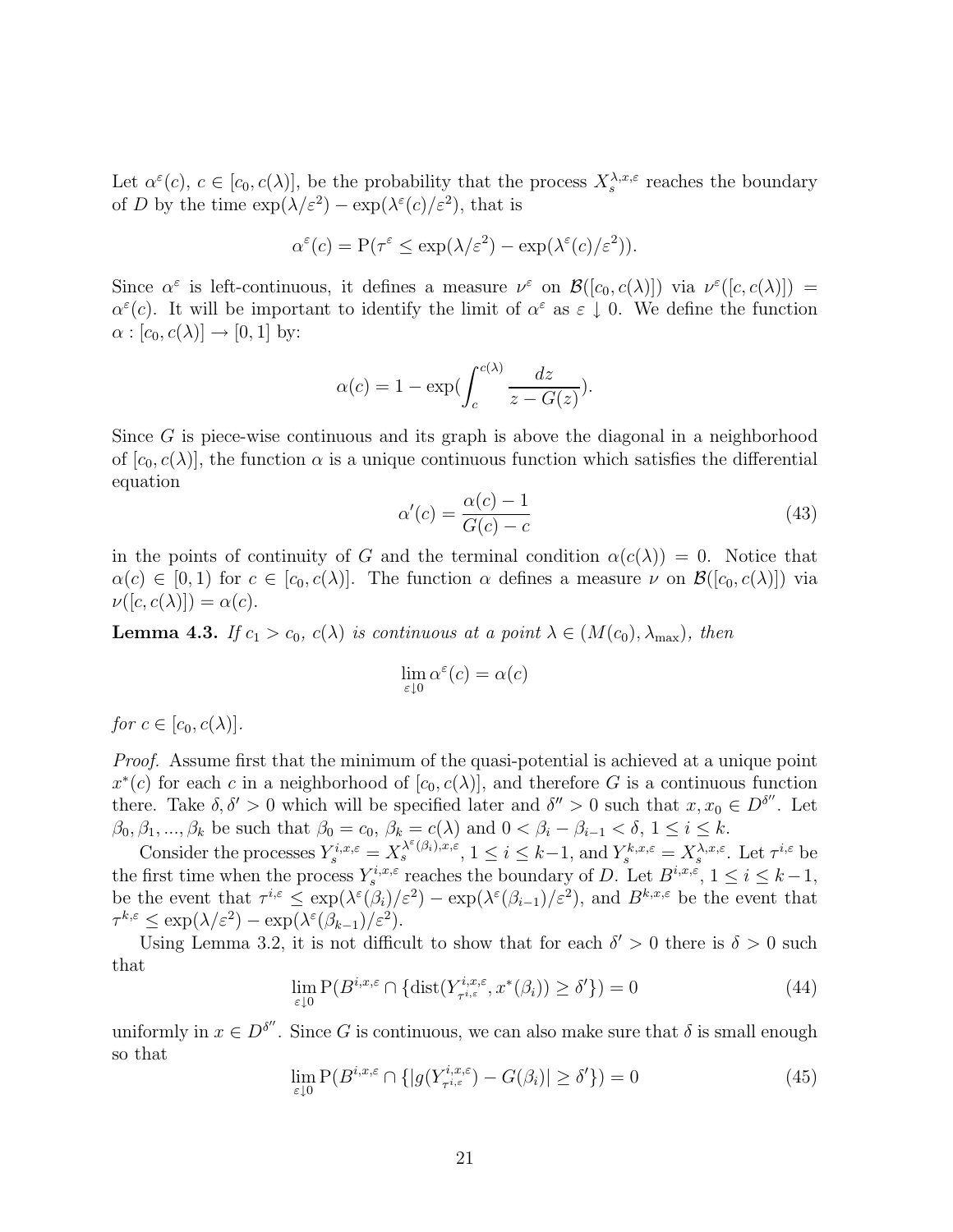Let $\alpha^\varepsilon(c)$, $c \in [c_0, c(\lambda)]$, be the probability that the process $X_s^{\lambda,x,\varepsilon}$ reaches the boundary of $D$ by the time $\exp(\lambda/\varepsilon^2) - \exp(\lambda^\varepsilon(c)/\varepsilon^2)$, that is

$$\alpha^\varepsilon(c) = \mathrm{P}(\tau^\varepsilon \le \exp(\lambda/\varepsilon^2) - \exp(\lambda^\varepsilon(c)/\varepsilon^2)).$$

Since $\alpha^\varepsilon$ is left-continuous, it defines a measure $\nu^\varepsilon$ on $\mathcal{B}([c_0, c(\lambda)])$ via $\nu^\varepsilon([c, c(\lambda)]) = \alpha^\varepsilon(c)$. It will be important to identify the limit of $\alpha^\varepsilon$ as $\varepsilon \downarrow 0$. We define the function $\alpha : [c_0, c(\lambda)] \to [0, 1]$ by:

$$\alpha(c) = 1 - \exp\Big(\int_c^{c(\lambda)} \frac{dz}{z - G(z)}\Big).$$

Since $G$ is piece-wise continuous and its graph is above the diagonal in a neighborhood of $[c_0, c(\lambda)]$, the function $\alpha$ is a unique continuous function which satisfies the differential equation

$$\alpha'(c) = \frac{\alpha(c) - 1}{G(c) - c} \tag{43}$$

in the points of continuity of $G$ and the terminal condition $\alpha(c(\lambda)) = 0$. Notice that $\alpha(c) \in [0, 1)$ for $c \in [c_0, c(\lambda)]$. The function $\alpha$ defines a measure $\nu$ on $\mathcal{B}([c_0, c(\lambda)])$ via $\nu([c, c(\lambda)]) = \alpha(c)$.

**Lemma 4.3.** *If $c_1 > c_0$, $c(\lambda)$ is continuous at a point $\lambda \in (M(c_0), \lambda_{\max})$, then*

$$\lim_{\varepsilon \downarrow 0} \alpha^\varepsilon(c) = \alpha(c)$$

*for $c \in [c_0, c(\lambda)]$.*

*Proof.* Assume first that the minimum of the quasi-potential is achieved at a unique point $x^*(c)$ for each $c$ in a neighborhood of $[c_0, c(\lambda)]$, and therefore $G$ is a continuous function there. Take $\delta, \delta' > 0$ which will be specified later and $\delta'' > 0$ such that $x, x_0 \in D^{\delta''}$. Let $\beta_0, \beta_1, ..., \beta_k$ be such that $\beta_0 = c_0$, $\beta_k = c(\lambda)$ and $0 < \beta_i - \beta_{i-1} < \delta$, $1 \le i \le k$.

Consider the processes $Y_s^{i,x,\varepsilon} = X_s^{\lambda^\varepsilon(\beta_i),x,\varepsilon}$, $1 \le i \le k-1$, and $Y_s^{k,x,\varepsilon} = X_s^{\lambda,x,\varepsilon}$. Let $\tau^{i,\varepsilon}$ be the first time when the process $Y_s^{i,x,\varepsilon}$ reaches the boundary of $D$. Let $B^{i,x,\varepsilon}$, $1 \le i \le k-1$, be the event that $\tau^{i,\varepsilon} \le \exp(\lambda^\varepsilon(\beta_i)/\varepsilon^2) - \exp(\lambda^\varepsilon(\beta_{i-1})/\varepsilon^2)$, and $B^{k,x,\varepsilon}$ be the event that $\tau^{k,\varepsilon} \le \exp(\lambda/\varepsilon^2) - \exp(\lambda^\varepsilon(\beta_{k-1})/\varepsilon^2)$.

Using Lemma 3.2, it is not difficult to show that for each $\delta' > 0$ there is $\delta > 0$ such that

$$\lim_{\varepsilon \downarrow 0} \mathrm{P}(B^{i,x,\varepsilon} \cap \{\mathrm{dist}(Y^{i,x,\varepsilon}_{\tau^{i,\varepsilon}}, x^*(\beta_i)) \ge \delta'\}) = 0 \tag{44}$$

uniformly in $x \in D^{\delta''}$. Since $G$ is continuous, we can also make sure that $\delta$ is small enough so that

$$\lim_{\varepsilon \downarrow 0} \mathrm{P}(B^{i,x,\varepsilon} \cap \{|g(Y^{i,x,\varepsilon}_{\tau^{i,\varepsilon}}) - G(\beta_i)| \ge \delta'\}) = 0 \tag{45}$$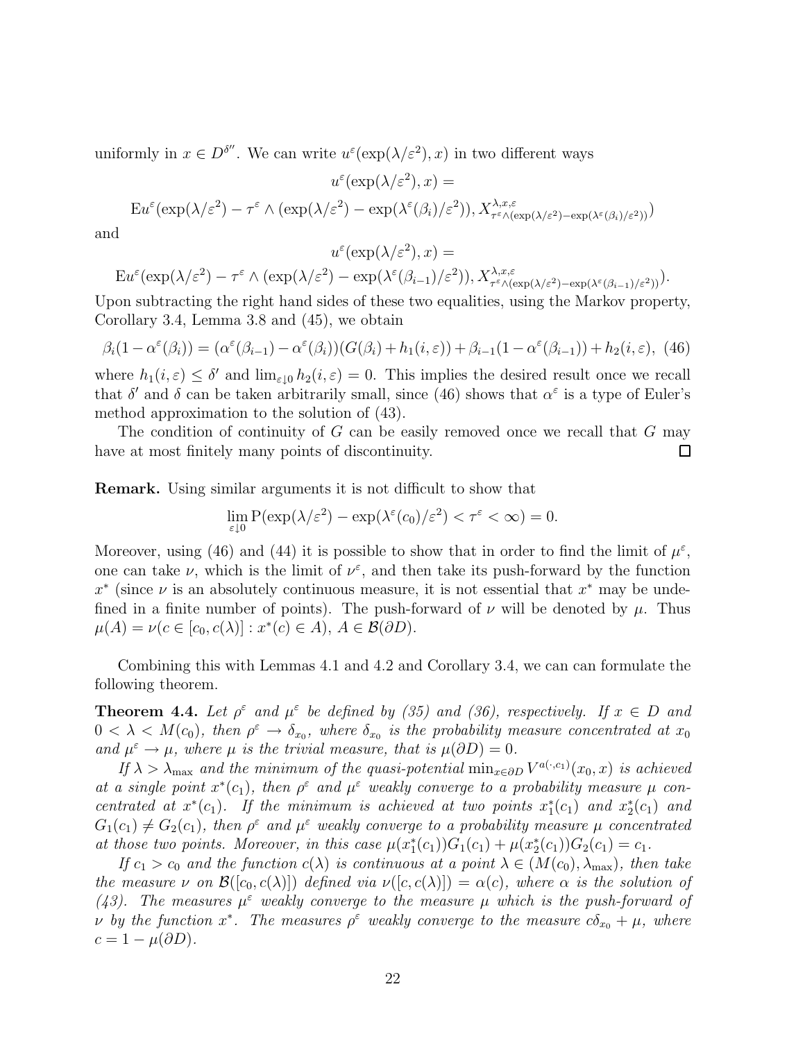uniformly in $x \in D^{\delta''}$. We can write $u^\varepsilon(\exp(\lambda/\varepsilon^2), x)$ in two different ways

$$u^\varepsilon(\exp(\lambda/\varepsilon^2), x) =$$

$$\mathrm{E}u^\varepsilon(\exp(\lambda/\varepsilon^2) - \tau^\varepsilon \wedge (\exp(\lambda/\varepsilon^2) - \exp(\lambda^\varepsilon(\beta_i)/\varepsilon^2)), X^{\lambda,x,\varepsilon}_{\tau^\varepsilon \wedge (\exp(\lambda/\varepsilon^2) - \exp(\lambda^\varepsilon(\beta_i)/\varepsilon^2))})$$

and

$$u^\varepsilon(\exp(\lambda/\varepsilon^2), x) =$$

$$\mathrm{E}u^\varepsilon(\exp(\lambda/\varepsilon^2) - \tau^\varepsilon \wedge (\exp(\lambda/\varepsilon^2) - \exp(\lambda^\varepsilon(\beta_{i-1})/\varepsilon^2)), X^{\lambda,x,\varepsilon}_{\tau^\varepsilon \wedge (\exp(\lambda/\varepsilon^2) - \exp(\lambda^\varepsilon(\beta_{i-1})/\varepsilon^2))}).$$

Upon subtracting the right hand sides of these two equalities, using the Markov property, Corollary 3.4, Lemma 3.8 and (45), we obtain

$$\beta_i(1-\alpha^\varepsilon(\beta_i)) = (\alpha^\varepsilon(\beta_{i-1}) - \alpha^\varepsilon(\beta_i))(G(\beta_i) + h_1(i,\varepsilon)) + \beta_{i-1}(1-\alpha^\varepsilon(\beta_{i-1})) + h_2(i,\varepsilon), \quad (46)$$

where $h_1(i,\varepsilon) \le \delta'$ and $\lim_{\varepsilon\downarrow 0} h_2(i,\varepsilon) = 0$. This implies the desired result once we recall that $\delta'$ and $\delta$ can be taken arbitrarily small, since (46) shows that $\alpha^\varepsilon$ is a type of Euler's method approximation to the solution of (43).

The condition of continuity of $G$ can be easily removed once we recall that $G$ may have at most finitely many points of discontinuity. □

**Remark.** Using similar arguments it is not difficult to show that

$$\lim_{\varepsilon\downarrow 0} \mathrm{P}(\exp(\lambda/\varepsilon^2) - \exp(\lambda^\varepsilon(c_0)/\varepsilon^2) < \tau^\varepsilon < \infty) = 0.$$

Moreover, using (46) and (44) it is possible to show that in order to find the limit of $\mu^\varepsilon$, one can take $\nu$, which is the limit of $\nu^\varepsilon$, and then take its push-forward by the function $x^*$ (since $\nu$ is an absolutely continuous measure, it is not essential that $x^*$ may be undefined in a finite number of points). The push-forward of $\nu$ will be denoted by $\mu$. Thus $\mu(A) = \nu(c \in [c_0, c(\lambda)] : x^*(c) \in A)$, $A \in \mathcal{B}(\partial D)$.

Combining this with Lemmas 4.1 and 4.2 and Corollary 3.4, we can can formulate the following theorem.

**Theorem 4.4.** *Let $\rho^\varepsilon$ and $\mu^\varepsilon$ be defined by (35) and (36), respectively. If $x \in D$ and $0 < \lambda < M(c_0)$, then $\rho^\varepsilon \to \delta_{x_0}$, where $\delta_{x_0}$ is the probability measure concentrated at $x_0$ and $\mu^\varepsilon \to \mu$, where $\mu$ is the trivial measure, that is $\mu(\partial D) = 0$.*

*If $\lambda > \lambda_{\max}$ and the minimum of the quasi-potential $\min_{x\in\partial D} V^{a(\cdot,c_1)}(x_0, x)$ is achieved at a single point $x^*(c_1)$, then $\rho^\varepsilon$ and $\mu^\varepsilon$ weakly converge to a probability measure $\mu$ concentrated at $x^*(c_1)$. If the minimum is achieved at two points $x^*_1(c_1)$ and $x^*_2(c_1)$ and $G_1(c_1) \ne G_2(c_1)$, then $\rho^\varepsilon$ and $\mu^\varepsilon$ weakly converge to a probability measure $\mu$ concentrated at those two points. Moreover, in this case $\mu(x^*_1(c_1))G_1(c_1) + \mu(x^*_2(c_1))G_2(c_1) = c_1$.*

*If $c_1 > c_0$ and the function $c(\lambda)$ is continuous at a point $\lambda \in (M(c_0), \lambda_{\max})$, then take the measure $\nu$ on $\mathcal{B}([c_0, c(\lambda)])$ defined via $\nu([c, c(\lambda)]) = \alpha(c)$, where $\alpha$ is the solution of (43). The measures $\mu^\varepsilon$ weakly converge to the measure $\mu$ which is the push-forward of $\nu$ by the function $x^*$. The measures $\rho^\varepsilon$ weakly converge to the measure $c\delta_{x_0} + \mu$, where $c = 1 - \mu(\partial D)$.*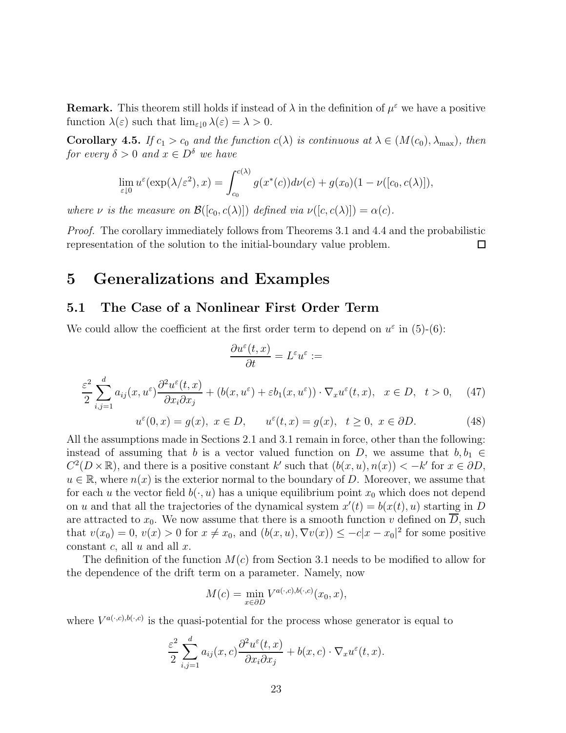**Remark.** This theorem still holds if instead of $\lambda$ in the definition of $\mu^\varepsilon$ we have a positive function $\lambda(\varepsilon)$ such that $\lim_{\varepsilon\downarrow 0}\lambda(\varepsilon) = \lambda > 0$.

**Corollary 4.5.** *If $c_1 > c_0$ and the function $c(\lambda)$ is continuous at $\lambda \in (M(c_0), \lambda_{\max})$, then for every $\delta > 0$ and $x \in D^\delta$ we have*

$$\lim_{\varepsilon\downarrow 0} u^\varepsilon(\exp(\lambda/\varepsilon^2), x) = \int_{c_0}^{c(\lambda)} g(x^*(c))d\nu(c) + g(x_0)(1 - \nu([c_0, c(\lambda)]),$$

*where $\nu$ is the measure on $\mathcal{B}([c_0, c(\lambda)])$ defined via $\nu([c, c(\lambda)]) = \alpha(c)$.*

*Proof.* The corollary immediately follows from Theorems 3.1 and 4.4 and the probabilistic representation of the solution to the initial-boundary value problem. $\square$

# 5 Generalizations and Examples

## 5.1 The Case of a Nonlinear First Order Term

We could allow the coefficient at the first order term to depend on $u^\varepsilon$ in (5)-(6):

$$\frac{\partial u^\varepsilon(t,x)}{\partial t} = L^\varepsilon u^\varepsilon :=$$

$$\frac{\varepsilon^2}{2}\sum_{i,j=1}^d a_{ij}(x,u^\varepsilon)\frac{\partial^2 u^\varepsilon(t,x)}{\partial x_i \partial x_j} + (b(x,u^\varepsilon) + \varepsilon b_1(x,u^\varepsilon))\cdot\nabla_x u^\varepsilon(t,x), \quad x \in D, \quad t > 0, \tag{47}$$

$$u^\varepsilon(0,x) = g(x),\ x \in D, \qquad u^\varepsilon(t,x) = g(x), \quad t \geq 0,\ x \in \partial D. \tag{48}$$

All the assumptions made in Sections 2.1 and 3.1 remain in force, other than the following: instead of assuming that $b$ is a vector valued function on $D$, we assume that $b, b_1 \in C^2(D\times\mathbb{R})$, and there is a positive constant $k'$ such that $(b(x,u), n(x)) < -k'$ for $x \in \partial D$, $u \in \mathbb{R}$, where $n(x)$ is the exterior normal to the boundary of $D$. Moreover, we assume that for each $u$ the vector field $b(\cdot, u)$ has a unique equilibrium point $x_0$ which does not depend on $u$ and that all the trajectories of the dynamical system $x'(t) = b(x(t), u)$ starting in $D$ are attracted to $x_0$. We now assume that there is a smooth function $v$ defined on $\overline{D}$, such that $v(x_0) = 0$, $v(x) > 0$ for $x \neq x_0$, and $(b(x,u), \nabla v(x)) \leq -c|x - x_0|^2$ for some positive constant $c$, all $u$ and all $x$.

The definition of the function $M(c)$ from Section 3.1 needs to be modified to allow for the dependence of the drift term on a parameter. Namely, now

$$M(c) = \min_{x\in\partial D} V^{a(\cdot,c),b(\cdot,c)}(x_0, x),$$

where $V^{a(\cdot,c),b(\cdot,c)}$ is the quasi-potential for the process whose generator is equal to

$$\frac{\varepsilon^2}{2}\sum_{i,j=1}^d a_{ij}(x,c)\frac{\partial^2 u^\varepsilon(t,x)}{\partial x_i\partial x_j} + b(x,c)\cdot\nabla_x u^\varepsilon(t,x).$$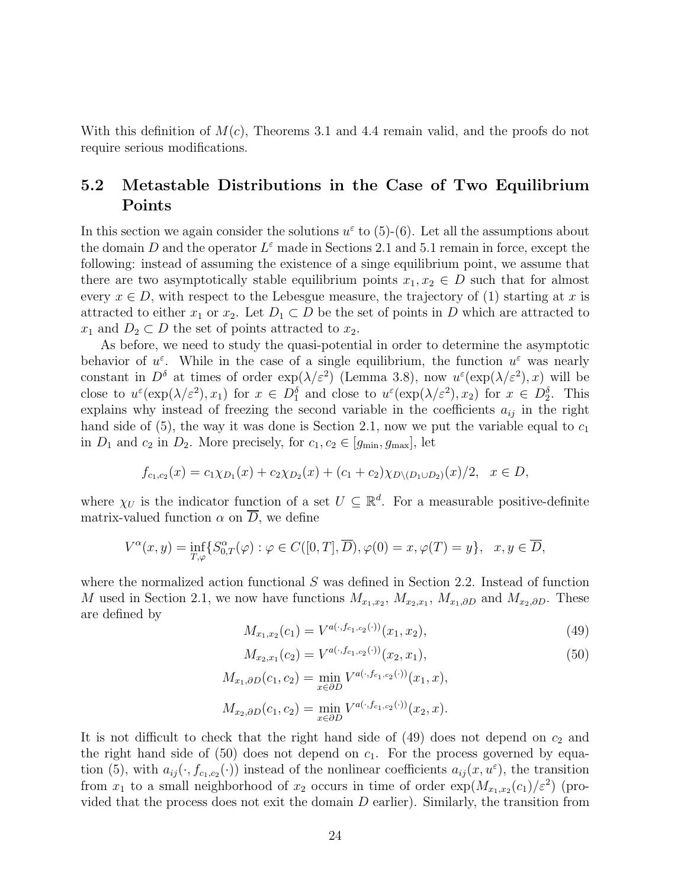With this definition of $M(c)$, Theorems 3.1 and 4.4 remain valid, and the proofs do not require serious modifications.

## 5.2 Metastable Distributions in the Case of Two Equilibrium Points

In this section we again consider the solutions $u^\varepsilon$ to (5)-(6). Let all the assumptions about the domain $D$ and the operator $L^\varepsilon$ made in Sections 2.1 and 5.1 remain in force, except the following: instead of assuming the existence of a singe equilibrium point, we assume that there are two asymptotically stable equilibrium points $x_1, x_2 \in D$ such that for almost every $x \in D$, with respect to the Lebesgue measure, the trajectory of (1) starting at $x$ is attracted to either $x_1$ or $x_2$. Let $D_1 \subset D$ be the set of points in $D$ which are attracted to $x_1$ and $D_2 \subset D$ the set of points attracted to $x_2$.

As before, we need to study the quasi-potential in order to determine the asymptotic behavior of $u^\varepsilon$. While in the case of a single equilibrium, the function $u^\varepsilon$ was nearly constant in $D^\delta$ at times of order $\exp(\lambda/\varepsilon^2)$ (Lemma 3.8), now $u^\varepsilon(\exp(\lambda/\varepsilon^2), x)$ will be close to $u^\varepsilon(\exp(\lambda/\varepsilon^2), x_1)$ for $x \in D_1^\delta$ and close to $u^\varepsilon(\exp(\lambda/\varepsilon^2), x_2)$ for $x \in D_2^\delta$. This explains why instead of freezing the second variable in the coefficients $a_{ij}$ in the right hand side of (5), the way it was done is Section 2.1, now we put the variable equal to $c_1$ in $D_1$ and $c_2$ in $D_2$. More precisely, for $c_1, c_2 \in [g_{\min}, g_{\max}]$, let

$$f_{c_1,c_2}(x) = c_1\chi_{D_1}(x) + c_2\chi_{D_2}(x) + (c_1 + c_2)\chi_{D\setminus(D_1\cup D_2)}(x)/2, \quad x \in D,$$

where $\chi_U$ is the indicator function of a set $U \subseteq \mathbb{R}^d$. For a measurable positive-definite matrix-valued function $\alpha$ on $\overline{D}$, we define

$$V^\alpha(x, y) = \inf_{T,\varphi}\{S^\alpha_{0,T}(\varphi) : \varphi \in C([0, T], \overline{D}), \varphi(0) = x, \varphi(T) = y\}, \quad x, y \in \overline{D},$$

where the normalized action functional $S$ was defined in Section 2.2. Instead of function $M$ used in Section 2.1, we now have functions $M_{x_1,x_2}$, $M_{x_2,x_1}$, $M_{x_1,\partial D}$ and $M_{x_2,\partial D}$. These are defined by

$$M_{x_1,x_2}(c_1) = V^{a(\cdot,f_{c_1,c_2}(\cdot))}(x_1, x_2), \tag{49}$$

$$M_{x_2,x_1}(c_2) = V^{a(\cdot,f_{c_1,c_2}(\cdot))}(x_2, x_1), \tag{50}$$

$$M_{x_1,\partial D}(c_1, c_2) = \min_{x\in\partial D} V^{a(\cdot,f_{c_1,c_2}(\cdot))}(x_1, x),$$

$$M_{x_2,\partial D}(c_1, c_2) = \min_{x\in\partial D} V^{a(\cdot,f_{c_1,c_2}(\cdot))}(x_2, x).$$

It is not difficult to check that the right hand side of (49) does not depend on $c_2$ and the right hand side of (50) does not depend on $c_1$. For the process governed by equation (5), with $a_{ij}(\cdot, f_{c_1,c_2}(\cdot))$ instead of the nonlinear coefficients $a_{ij}(x, u^\varepsilon)$, the transition from $x_1$ to a small neighborhood of $x_2$ occurs in time of order $\exp(M_{x_1,x_2}(c_1)/\varepsilon^2)$ (provided that the process does not exit the domain $D$ earlier). Similarly, the transition from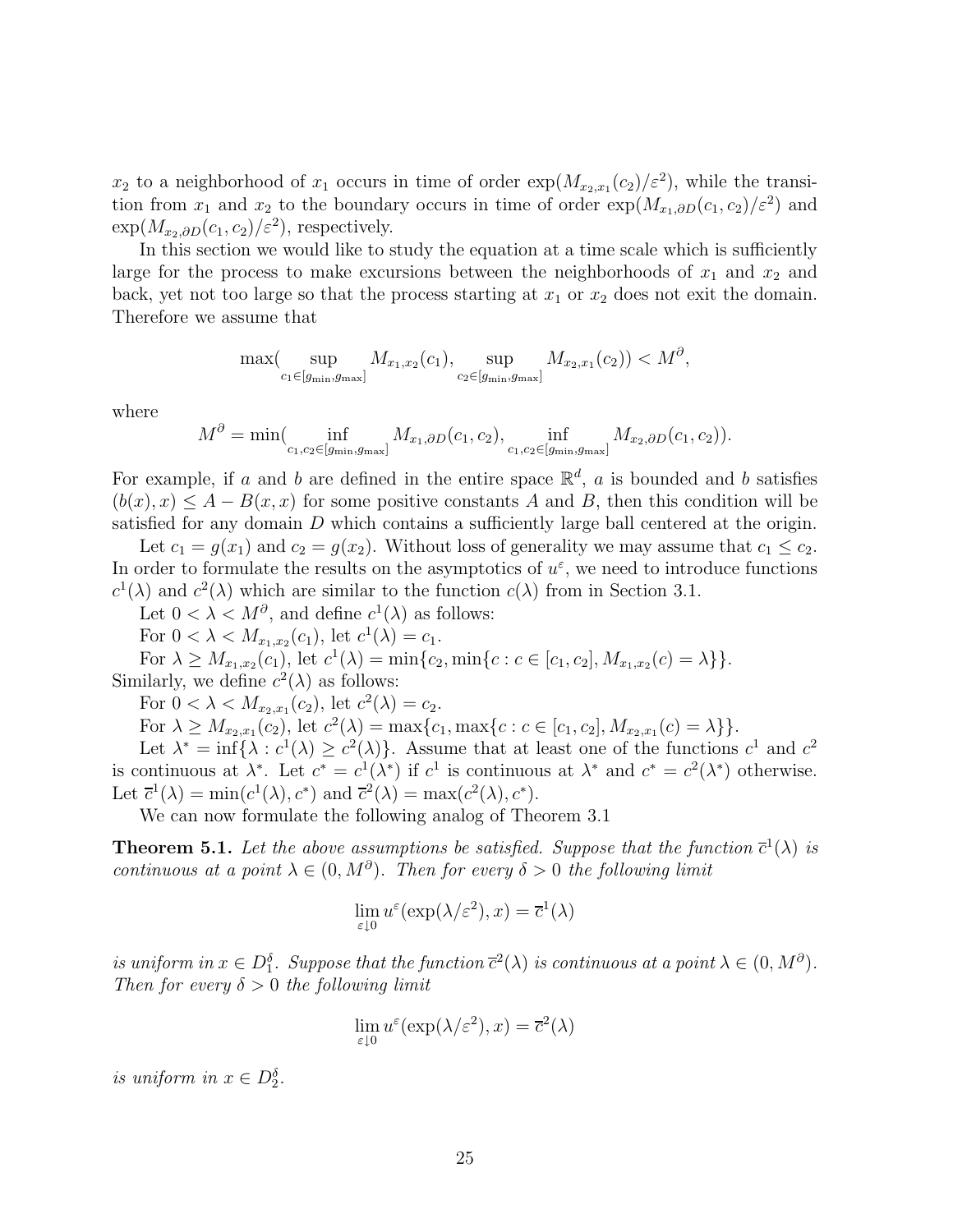$x_2$ to a neighborhood of $x_1$ occurs in time of order $\exp(M_{x_2,x_1}(c_2)/\varepsilon^2)$, while the transition from $x_1$ and $x_2$ to the boundary occurs in time of order $\exp(M_{x_1,\partial D}(c_1,c_2)/\varepsilon^2)$ and $\exp(M_{x_2,\partial D}(c_1,c_2)/\varepsilon^2)$, respectively.

In this section we would like to study the equation at a time scale which is sufficiently large for the process to make excursions between the neighborhoods of $x_1$ and $x_2$ and back, yet not too large so that the process starting at $x_1$ or $x_2$ does not exit the domain. Therefore we assume that

$$\max\left(\sup_{c_1 \in [g_{\min}, g_{\max}]} M_{x_1,x_2}(c_1), \sup_{c_2 \in [g_{\min}, g_{\max}]} M_{x_2,x_1}(c_2)\right) < M^\partial,$$

where

$$M^\partial = \min\left(\inf_{c_1,c_2 \in [g_{\min}, g_{\max}]} M_{x_1,\partial D}(c_1,c_2), \inf_{c_1,c_2 \in [g_{\min}, g_{\max}]} M_{x_2,\partial D}(c_1,c_2)\right).$$

For example, if $a$ and $b$ are defined in the entire space $\mathbb{R}^d$, $a$ is bounded and $b$ satisfies $(b(x), x) \leq A - B(x,x)$ for some positive constants $A$ and $B$, then this condition will be satisfied for any domain $D$ which contains a sufficiently large ball centered at the origin.

Let $c_1 = g(x_1)$ and $c_2 = g(x_2)$. Without loss of generality we may assume that $c_1 \leq c_2$. In order to formulate the results on the asymptotics of $u^\varepsilon$, we need to introduce functions $c^1(\lambda)$ and $c^2(\lambda)$ which are similar to the function $c(\lambda)$ from in Section 3.1.

Let $0 < \lambda < M^\partial$, and define $c^1(\lambda)$ as follows:

For $0 < \lambda < M_{x_1,x_2}(c_1)$, let $c^1(\lambda) = c_1$.

For $\lambda \geq M_{x_1,x_2}(c_1)$, let $c^1(\lambda) = \min\{c_2, \min\{c : c \in [c_1, c_2], M_{x_1,x_2}(c) = \lambda\}\}$.

Similarly, we define $c^2(\lambda)$ as follows:

For $0 < \lambda < M_{x_2,x_1}(c_2)$, let $c^2(\lambda) = c_2$.

For $\lambda \geq M_{x_2,x_1}(c_2)$, let $c^2(\lambda) = \max\{c_1, \max\{c : c \in [c_1, c_2], M_{x_2,x_1}(c) = \lambda\}\}$.

Let $\lambda^* = \inf\{\lambda : c^1(\lambda) \geq c^2(\lambda)\}$. Assume that at least one of the functions $c^1$ and $c^2$ is continuous at $\lambda^*$. Let $c^* = c^1(\lambda^*)$ if $c^1$ is continuous at $\lambda^*$ and $c^* = c^2(\lambda^*)$ otherwise. Let $\overline{c}^1(\lambda) = \min(c^1(\lambda), c^*)$ and $\overline{c}^2(\lambda) = \max(c^2(\lambda), c^*)$.

We can now formulate the following analog of Theorem 3.1

**Theorem 5.1.** *Let the above assumptions be satisfied. Suppose that the function $\overline{c}^1(\lambda)$ is continuous at a point $\lambda \in (0, M^\partial)$. Then for every $\delta > 0$ the following limit*

$$\lim_{\varepsilon \downarrow 0} u^\varepsilon(\exp(\lambda/\varepsilon^2), x) = \overline{c}^1(\lambda)$$

*is uniform in $x \in D_1^\delta$. Suppose that the function $\overline{c}^2(\lambda)$ is continuous at a point $\lambda \in (0, M^\partial)$. Then for every $\delta > 0$ the following limit*

$$\lim_{\varepsilon \downarrow 0} u^\varepsilon(\exp(\lambda/\varepsilon^2), x) = \overline{c}^2(\lambda)$$

*is uniform in $x \in D_2^\delta$.*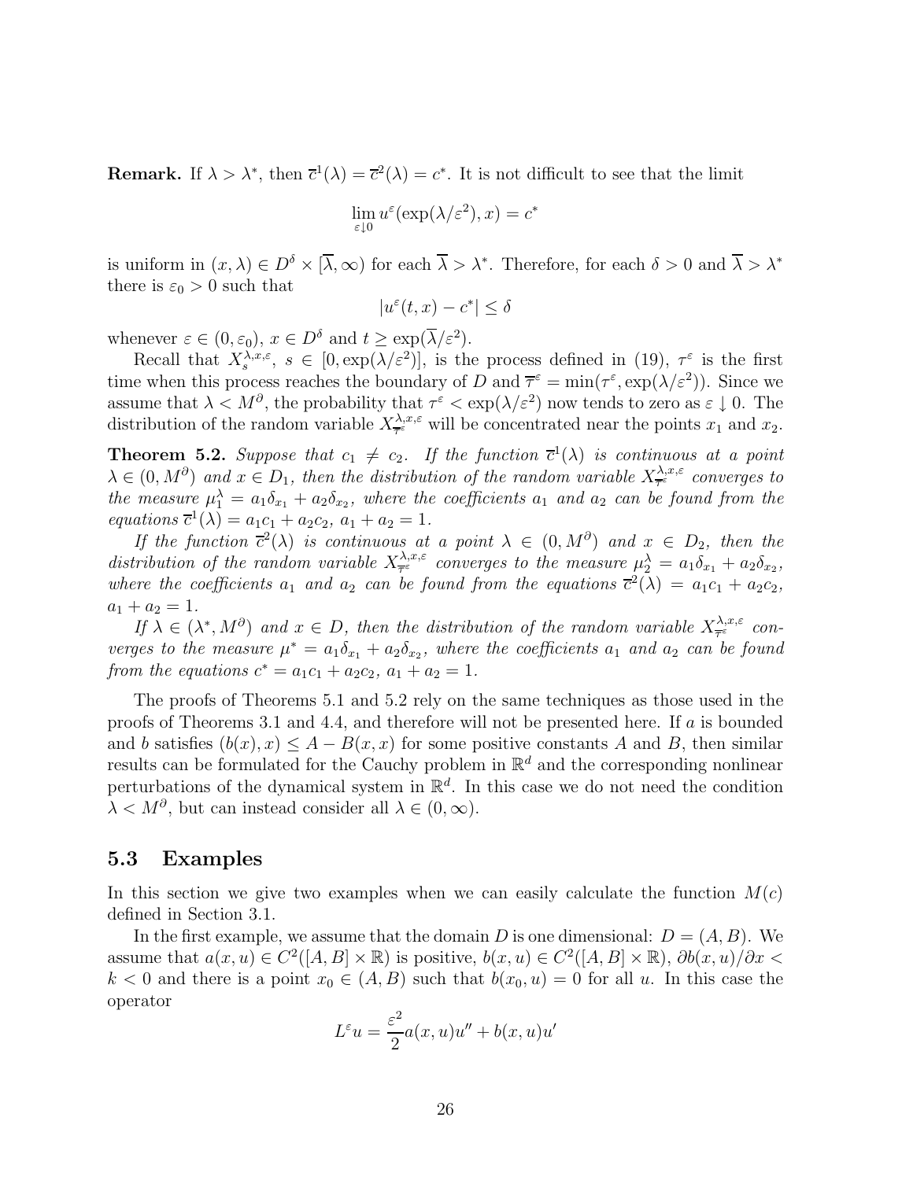**Remark.** If $\lambda > \lambda^*$, then $\overline{c}^1(\lambda) = \overline{c}^2(\lambda) = c^*$. It is not difficult to see that the limit

$$\lim_{\varepsilon \downarrow 0} u^\varepsilon(\exp(\lambda/\varepsilon^2), x) = c^*$$

is uniform in $(x, \lambda) \in D^\delta \times [\overline{\lambda}, \infty)$ for each $\overline{\lambda} > \lambda^*$. Therefore, for each $\delta > 0$ and $\overline{\lambda} > \lambda^*$ there is $\varepsilon_0 > 0$ such that

$$|u^\varepsilon(t, x) - c^*| \le \delta$$

whenever $\varepsilon \in (0, \varepsilon_0)$, $x \in D^\delta$ and $t \ge \exp(\overline{\lambda}/\varepsilon^2)$.

Recall that $X_s^{\lambda,x,\varepsilon}$, $s \in [0, \exp(\lambda/\varepsilon^2)]$, is the process defined in (19), $\tau^\varepsilon$ is the first time when this process reaches the boundary of $D$ and $\overline{\tau}^\varepsilon = \min(\tau^\varepsilon, \exp(\lambda/\varepsilon^2))$. Since we assume that $\lambda < M^\partial$, the probability that $\tau^\varepsilon < \exp(\lambda/\varepsilon^2)$ now tends to zero as $\varepsilon \downarrow 0$. The distribution of the random variable $X_{\overline{\tau}^\varepsilon}^{\lambda,x,\varepsilon}$ will be concentrated near the points $x_1$ and $x_2$.

**Theorem 5.2.** *Suppose that $c_1 \neq c_2$. If the function $\overline{c}^1(\lambda)$ is continuous at a point $\lambda \in (0, M^\partial)$ and $x \in D_1$, then the distribution of the random variable $X_{\overline{\tau}^\varepsilon}^{\lambda,x,\varepsilon}$ converges to the measure $\mu_1^\lambda = a_1\delta_{x_1} + a_2\delta_{x_2}$, where the coefficients $a_1$ and $a_2$ can be found from the equations $\overline{c}^1(\lambda) = a_1c_1 + a_2c_2$, $a_1 + a_2 = 1$.*

*If the function $\overline{c}^2(\lambda)$ is continuous at a point $\lambda \in (0, M^\partial)$ and $x \in D_2$, then the distribution of the random variable $X_{\overline{\tau}^\varepsilon}^{\lambda,x,\varepsilon}$ converges to the measure $\mu_2^\lambda = a_1\delta_{x_1} + a_2\delta_{x_2}$, where the coefficients $a_1$ and $a_2$ can be found from the equations $\overline{c}^2(\lambda) = a_1c_1 + a_2c_2$, $a_1 + a_2 = 1$.*

*If $\lambda \in (\lambda^*, M^\partial)$ and $x \in D$, then the distribution of the random variable $X_{\overline{\tau}^\varepsilon}^{\lambda,x,\varepsilon}$ converges to the measure $\mu^* = a_1\delta_{x_1} + a_2\delta_{x_2}$, where the coefficients $a_1$ and $a_2$ can be found from the equations $c^* = a_1c_1 + a_2c_2$, $a_1 + a_2 = 1$.*

The proofs of Theorems 5.1 and 5.2 rely on the same techniques as those used in the proofs of Theorems 3.1 and 4.4, and therefore will not be presented here. If $a$ is bounded and $b$ satisfies $(b(x), x) \le A - B(x, x)$ for some positive constants $A$ and $B$, then similar results can be formulated for the Cauchy problem in $\mathbb{R}^d$ and the corresponding nonlinear perturbations of the dynamical system in $\mathbb{R}^d$. In this case we do not need the condition $\lambda < M^\partial$, but can instead consider all $\lambda \in (0, \infty)$.

## 5.3 Examples

In this section we give two examples when we can easily calculate the function $M(c)$ defined in Section 3.1.

In the first example, we assume that the domain $D$ is one dimensional: $D = (A, B)$. We assume that $a(x, u) \in C^2([A, B] \times \mathbb{R})$ is positive, $b(x, u) \in C^2([A, B] \times \mathbb{R})$, $\partial b(x, u)/\partial x < k < 0$ and there is a point $x_0 \in (A, B)$ such that $b(x_0, u) = 0$ for all $u$. In this case the operator

$$L^\varepsilon u = \frac{\varepsilon^2}{2} a(x, u)u'' + b(x, u)u'$$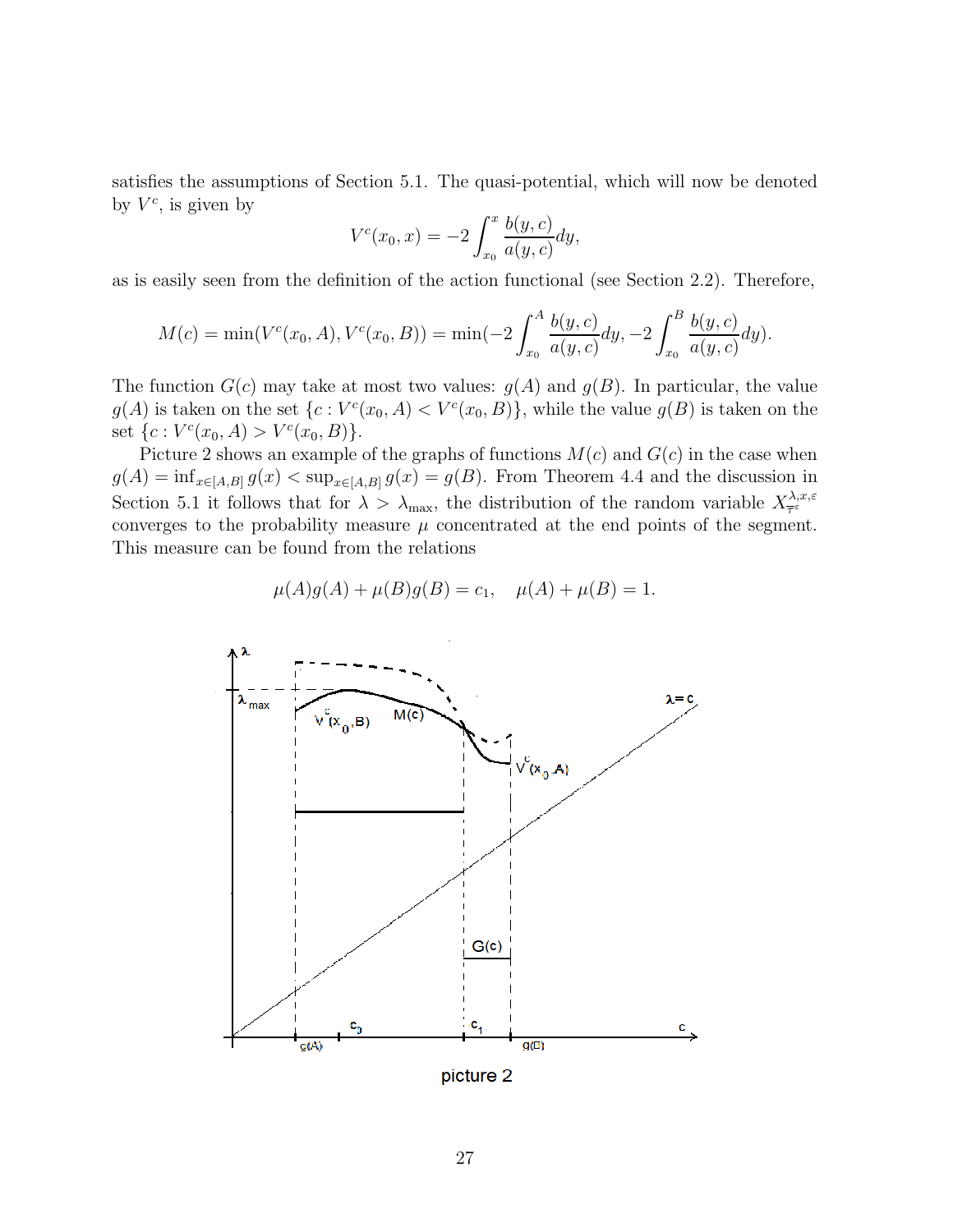satisfies the assumptions of Section 5.1. The quasi-potential, which will now be denoted by $V^c$, is given by

$$V^c(x_0, x) = -2\int_{x_0}^{x} \frac{b(y,c)}{a(y,c)}dy,$$

as is easily seen from the definition of the action functional (see Section 2.2). Therefore,

$$M(c) = \min(V^c(x_0, A), V^c(x_0, B)) = \min(-2\int_{x_0}^{A} \frac{b(y,c)}{a(y,c)}dy, -2\int_{x_0}^{B} \frac{b(y,c)}{a(y,c)}dy).$$

The function $G(c)$ may take at most two values: $g(A)$ and $g(B)$. In particular, the value $g(A)$ is taken on the set $\{c : V^c(x_0, A) < V^c(x_0, B)\}$, while the value $g(B)$ is taken on the set $\{c : V^c(x_0, A) > V^c(x_0, B)\}$.

Picture 2 shows an example of the graphs of functions $M(c)$ and $G(c)$ in the case when $g(A) = \inf_{x\in[A,B]} g(x) < \sup_{x\in[A,B]} g(x) = g(B)$. From Theorem 4.4 and the discussion in Section 5.1 it follows that for $\lambda > \lambda_{\max}$, the distribution of the random variable $X^{\lambda,x,\varepsilon}_{T^\varepsilon}$ converges to the probability measure $\mu$ concentrated at the end points of the segment. This measure can be found from the relations

$$\mu(A)g(A) + \mu(B)g(B) = c_1, \quad \mu(A) + \mu(B) = 1.$$

picture 2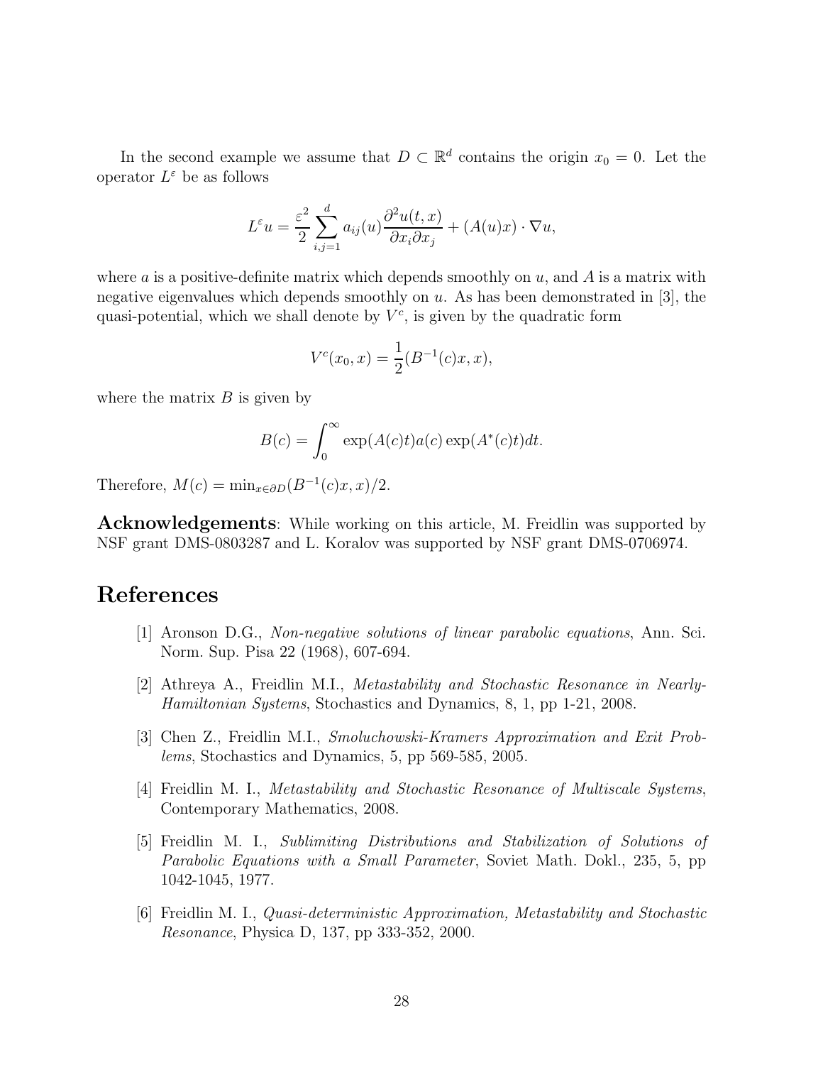In the second example we assume that $D \subset \mathbb{R}^d$ contains the origin $x_0 = 0$. Let the operator $L^\varepsilon$ be as follows

$$L^\varepsilon u = \frac{\varepsilon^2}{2} \sum_{i,j=1}^{d} a_{ij}(u) \frac{\partial^2 u(t,x)}{\partial x_i \partial x_j} + (A(u)x) \cdot \nabla u,$$

where $a$ is a positive-definite matrix which depends smoothly on $u$, and $A$ is a matrix with negative eigenvalues which depends smoothly on $u$. As has been demonstrated in [3], the quasi-potential, which we shall denote by $V^c$, is given by the quadratic form

$$V^c(x_0, x) = \frac{1}{2}(B^{-1}(c)x, x),$$

where the matrix $B$ is given by

$$B(c) = \int_0^\infty \exp(A(c)t) a(c) \exp(A^*(c)t) dt.$$

Therefore, $M(c) = \min_{x \in \partial D} (B^{-1}(c)x, x)/2$.

**Acknowledgements**: While working on this article, M. Freidlin was supported by NSF grant DMS-0803287 and L. Koralov was supported by NSF grant DMS-0706974.

# References

[1] Aronson D.G., *Non-negative solutions of linear parabolic equations*, Ann. Sci. Norm. Sup. Pisa 22 (1968), 607-694.

[2] Athreya A., Freidlin M.I., *Metastability and Stochastic Resonance in Nearly-Hamiltonian Systems*, Stochastics and Dynamics, 8, 1, pp 1-21, 2008.

[3] Chen Z., Freidlin M.I., *Smoluchowski-Kramers Approximation and Exit Problems*, Stochastics and Dynamics, 5, pp 569-585, 2005.

[4] Freidlin M. I., *Metastability and Stochastic Resonance of Multiscale Systems*, Contemporary Mathematics, 2008.

[5] Freidlin M. I., *Sublimiting Distributions and Stabilization of Solutions of Parabolic Equations with a Small Parameter*, Soviet Math. Dokl., 235, 5, pp 1042-1045, 1977.

[6] Freidlin M. I., *Quasi-deterministic Approximation, Metastability and Stochastic Resonance*, Physica D, 137, pp 333-352, 2000.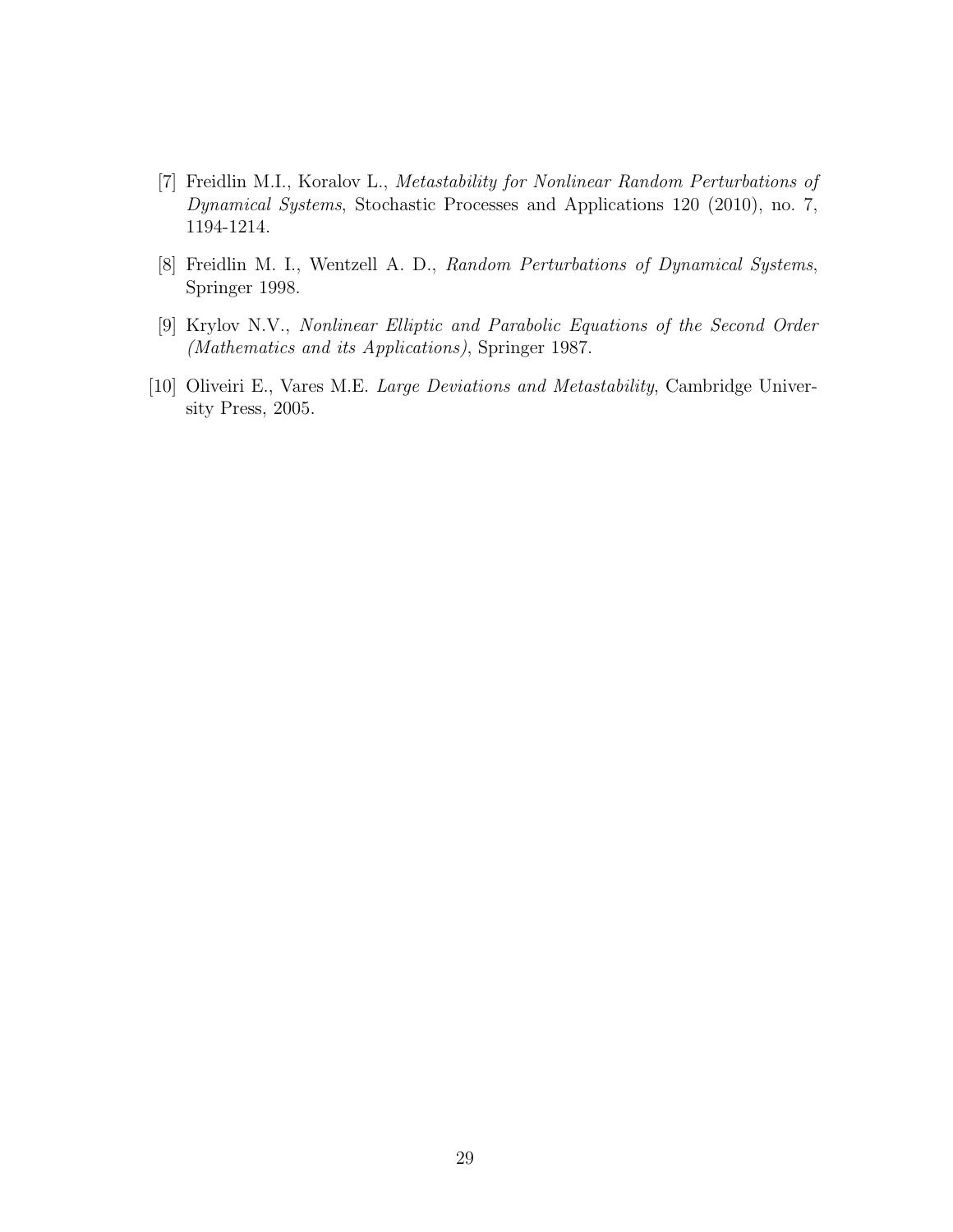[7] Freidlin M.I., Koralov L., *Metastability for Nonlinear Random Perturbations of Dynamical Systems*, Stochastic Processes and Applications 120 (2010), no. 7, 1194-1214.

[8] Freidlin M. I., Wentzell A. D., *Random Perturbations of Dynamical Systems*, Springer 1998.

[9] Krylov N.V., *Nonlinear Elliptic and Parabolic Equations of the Second Order (Mathematics and its Applications)*, Springer 1987.

[10] Oliveiri E., Vares M.E. *Large Deviations and Metastability*, Cambridge University Press, 2005.